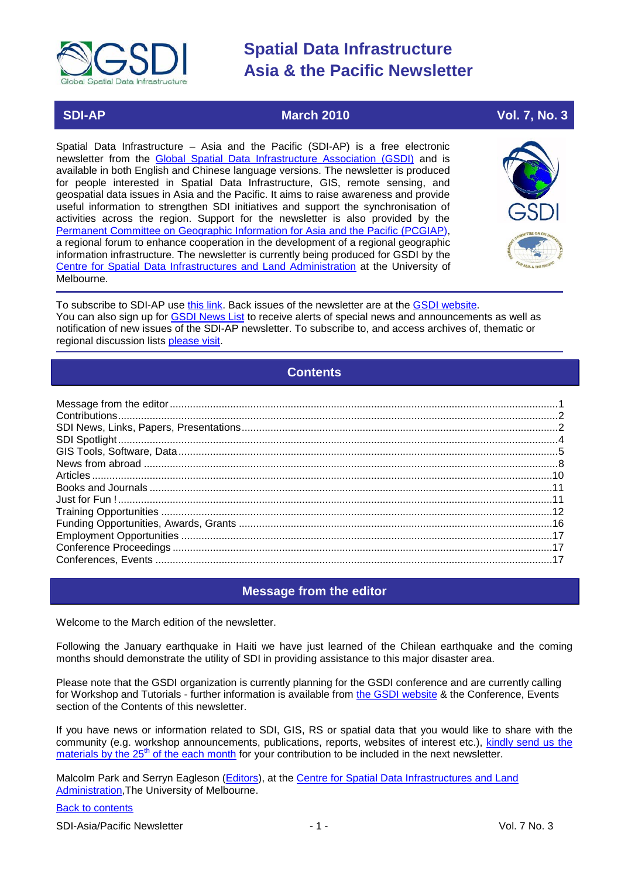# Spatial Data Infrastructure Asia & the Pacific Newsletter

| SDI-AP | March 2010 | Vol. 7, No. 3 |
|---|---|---|

Spatial Data Infrastructure – Asia and the Pacific (SDI-AP) is a free electronic newsletter from the Global Spatial Data Infrastructure Association (GSDI) and is available in both English and Chinese language versions. The newsletter is produced for people interested in Spatial Data Infrastructure, GIS, remote sensing, and geospatial data issues in Asia and the Pacific. It aims to raise awareness and provide useful information to strengthen SDI initiatives and support the synchronisation of activities across the region. Support for the newsletter is also provided by the Permanent Committee on Geographic Information for Asia and the Pacific (PCGIAP), a regional forum to enhance cooperation in the development of a regional geographic information infrastructure. The newsletter is currently being produced for GSDI by the Centre for Spatial Data Infrastructures and Land Administration at the University of Melbourne.

To subscribe to SDI-AP use this link. Back issues of the newsletter are at the GSDI website. You can also sign up for GSDI News List to receive alerts of special news and announcements as well as notification of new issues of the SDI-AP newsletter. To subscribe to, and access archives of, thematic or regional discussion lists please visit.

## Contents

- Message from the editor ..... 1
- Contributions ..... 2
- SDI News, Links, Papers, Presentations ..... 2
- SDI Spotlight ..... 4
- GIS Tools, Software, Data ..... 5
- News from abroad ..... 8
- Articles ..... 10
- Books and Journals ..... 11
- Just for Fun ! ..... 11
- Training Opportunities ..... 12
- Funding Opportunities, Awards, Grants ..... 16
- Employment Opportunities ..... 17
- Conference Proceedings ..... 17
- Conferences, Events ..... 17

## Message from the editor

Welcome to the March edition of the newsletter.

Following the January earthquake in Haiti we have just learned of the Chilean earthquake and the coming months should demonstrate the utility of SDI in providing assistance to this major disaster area.

Please note that the GSDI organization is currently planning for the GSDI conference and are currently calling for Workshop and Tutorials - further information is available from the GSDI website & the Conference, Events section of the Contents of this newsletter.

If you have news or information related to SDI, GIS, RS or spatial data that you would like to share with the community (e.g. workshop announcements, publications, reports, websites of interest etc.), kindly send us the materials by the 25th of the each month for your contribution to be included in the next newsletter.

Malcolm Park and Serryn Eagleson (Editors), at the Centre for Spatial Data Infrastructures and Land Administration,The University of Melbourne.

Back to contents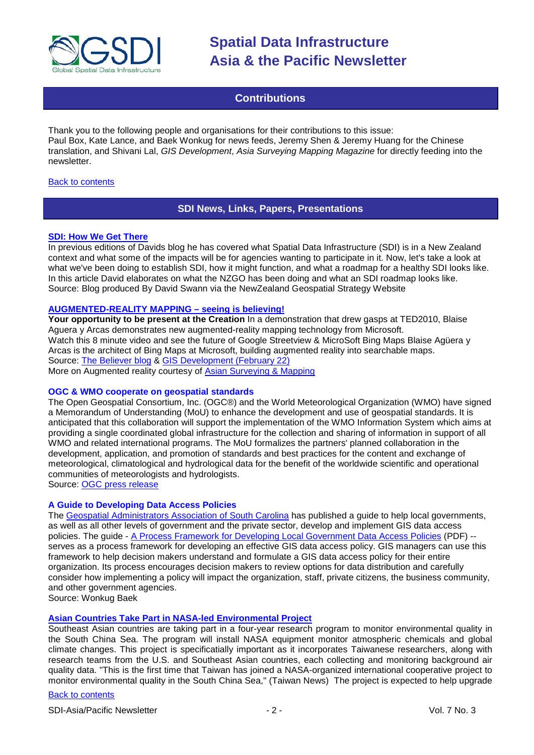## Contributions

Thank you to the following people and organisations for their contributions to this issue:
Paul Box, Kate Lance, and Baek Wonkug for news feeds, Jeremy Shen & Jeremy Huang for the Chinese translation, and Shivani Lal, *GIS Development*, *Asia Surveying Mapping Magazine* for directly feeding into the newsletter.

Back to contents

## SDI News, Links, Papers, Presentations

### SDI: How We Get There

In previous editions of Davids blog he has covered what Spatial Data Infrastructure (SDI) is in a New Zealand context and what some of the impacts will be for agencies wanting to participate in it. Now, let's take a look at what we've been doing to establish SDI, how it might function, and what a roadmap for a healthy SDI looks like. In this article David elaborates on what the NZGO has been doing and what an SDI roadmap looks like.
Source: Blog produced By David Swann via the NewZealand Geospatial Strategy Website

### AUGMENTED-REALITY MAPPING – seeing is believing!

**Your opportunity to be present at the Creation** In a demonstration that drew gasps at TED2010, Blaise Aguera y Arcas demonstrates new augmented-reality mapping technology from Microsoft.
Watch this 8 minute video and see the future of Google Streetview & MicroSoft Bing Maps Blaise Agüera y Arcas is the architect of Bing Maps at Microsoft, building augmented reality into searchable maps.
Source: The Believer blog & GIS Development (February 22)
More on Augmented reality courtesy of Asian Surveying & Mapping

### OGC & WMO cooperate on geospatial standards

The Open Geospatial Consortium, Inc. (OGC®) and the World Meteorological Organization (WMO) have signed a Memorandum of Understanding (MoU) to enhance the development and use of geospatial standards. It is anticipated that this collaboration will support the implementation of the WMO Information System which aims at providing a single coordinated global infrastructure for the collection and sharing of information in support of all WMO and related international programs. The MoU formalizes the partners' planned collaboration in the development, application, and promotion of standards and best practices for the content and exchange of meteorological, climatological and hydrological data for the benefit of the worldwide scientific and operational communities of meteorologists and hydrologists.
Source: OGC press release

### A Guide to Developing Data Access Policies

The Geospatial Administrators Association of South Carolina has published a guide to help local governments, as well as all other levels of government and the private sector, develop and implement GIS data access policies. The guide - A Process Framework for Developing Local Government Data Access Policies (PDF) -- serves as a process framework for developing an effective GIS data access policy. GIS managers can use this framework to help decision makers understand and formulate a GIS data access policy for their entire organization. Its process encourages decision makers to review options for data distribution and carefully consider how implementing a policy will impact the organization, staff, private citizens, the business community, and other government agencies.
Source: Wonkug Baek

### Asian Countries Take Part in NASA-led Environmental Project

Southeast Asian countries are taking part in a four-year research program to monitor environmental quality in the South China Sea. The program will install NASA equipment monitor atmospheric chemicals and global climate changes. This project is specificatially important as it incorporates Taiwanese researchers, along with research teams from the U.S. and Southeast Asian countries, each collecting and monitoring background air quality data. "This is the first time that Taiwan has joined a NASA-organized international cooperative project to monitor environmental quality in the South China Sea," (Taiwan News) The project is expected to help upgrade

Back to contents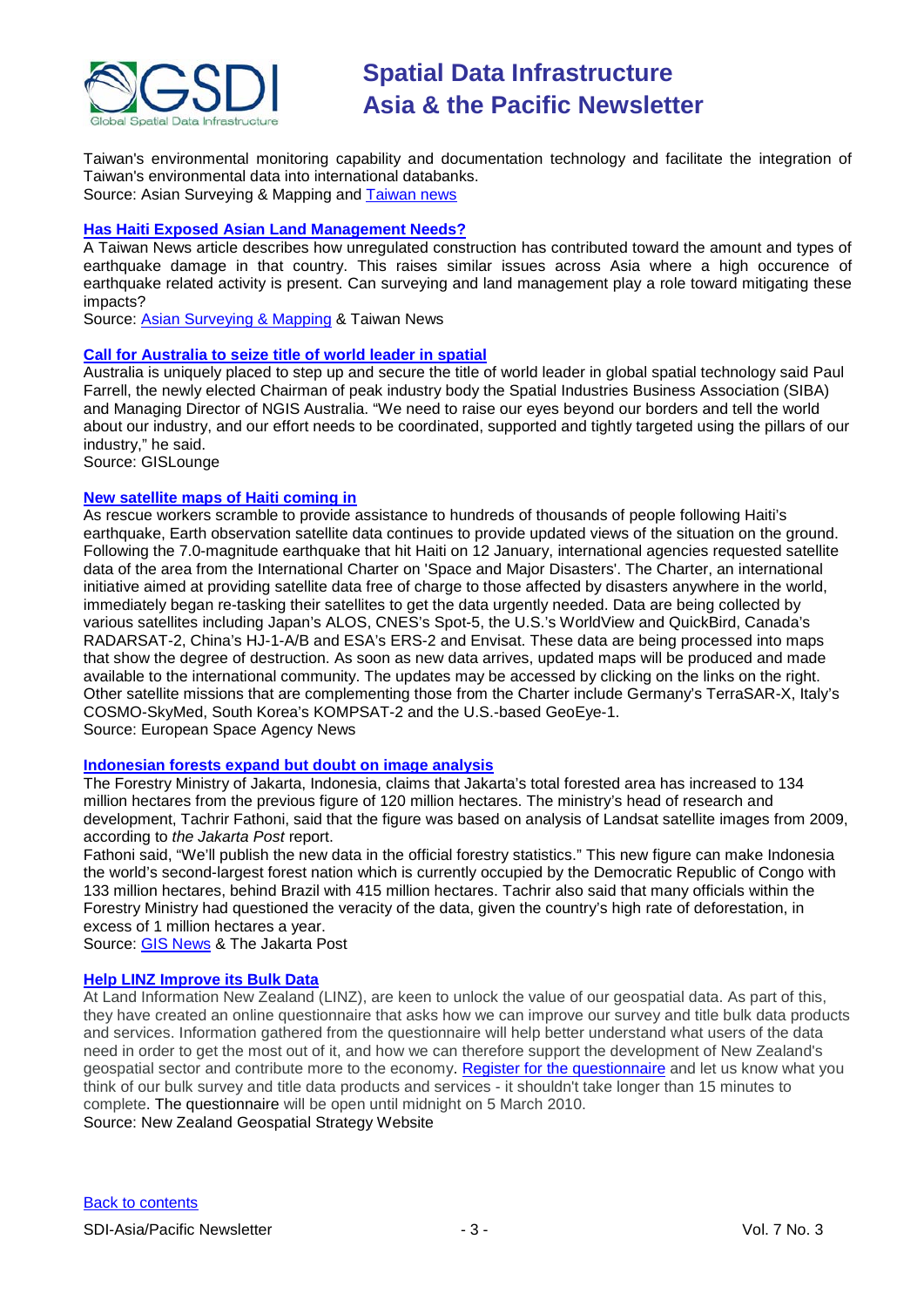Taiwan's environmental monitoring capability and documentation technology and facilitate the integration of Taiwan's environmental data into international databanks.
Source: Asian Surveying & Mapping and [Taiwan news]

### [Has Haiti Exposed Asian Land Management Needs?]

A Taiwan News article describes how unregulated construction has contributed toward the amount and types of earthquake damage in that country. This raises similar issues across Asia where a high occurence of earthquake related activity is present. Can surveying and land management play a role toward mitigating these impacts?
Source: [Asian Surveying & Mapping] & Taiwan News

### [Call for Australia to seize title of world leader in spatial]

Australia is uniquely placed to step up and secure the title of world leader in global spatial technology said Paul Farrell, the newly elected Chairman of peak industry body the Spatial Industries Business Association (SIBA) and Managing Director of NGIS Australia. "We need to raise our eyes beyond our borders and tell the world about our industry, and our effort needs to be coordinated, supported and tightly targeted using the pillars of our industry," he said.
Source: GISLounge

### [New satellite maps of Haiti coming in]

As rescue workers scramble to provide assistance to hundreds of thousands of people following Haiti's earthquake, Earth observation satellite data continues to provide updated views of the situation on the ground. Following the 7.0-magnitude earthquake that hit Haiti on 12 January, international agencies requested satellite data of the area from the International Charter on 'Space and Major Disasters'. The Charter, an international initiative aimed at providing satellite data free of charge to those affected by disasters anywhere in the world, immediately began re-tasking their satellites to get the data urgently needed. Data are being collected by various satellites including Japan's ALOS, CNES's Spot-5, the U.S.'s WorldView and QuickBird, Canada's RADARSAT-2, China's HJ-1-A/B and ESA's ERS-2 and Envisat. These data are being processed into maps that show the degree of destruction. As soon as new data arrives, updated maps will be produced and made available to the international community. The updates may be accessed by clicking on the links on the right. Other satellite missions that are complementing those from the Charter include Germany's TerraSAR-X, Italy's COSMO-SkyMed, South Korea's KOMPSAT-2 and the U.S.-based GeoEye-1.
Source: European Space Agency News

### [Indonesian forests expand but doubt on image analysis]

The Forestry Ministry of Jakarta, Indonesia, claims that Jakarta's total forested area has increased to 134 million hectares from the previous figure of 120 million hectares. The ministry's head of research and development, Tachrir Fathoni, said that the figure was based on analysis of Landsat satellite images from 2009, according to *the Jakarta Post* report.

Fathoni said, "We'll publish the new data in the official forestry statistics." This new figure can make Indonesia the world's second-largest forest nation which is currently occupied by the Democratic Republic of Congo with 133 million hectares, behind Brazil with 415 million hectares. Tachrir also said that many officials within the Forestry Ministry had questioned the veracity of the data, given the country's high rate of deforestation, in excess of 1 million hectares a year.
Source: [GIS News] & The Jakarta Post

### [Help LINZ Improve its Bulk Data]

At Land Information New Zealand (LINZ), are keen to unlock the value of our geospatial data. As part of this, they have created an online questionnaire that asks how we can improve our survey and title bulk data products and services. Information gathered from the questionnaire will help better understand what users of the data need in order to get the most out of it, and how we can therefore support the development of New Zealand's geospatial sector and contribute more to the economy. [Register for the questionnaire] and let us know what you think of our bulk survey and title data products and services - it shouldn't take longer than 15 minutes to complete. The questionnaire will be open until midnight on 5 March 2010.
Source: New Zealand Geospatial Strategy Website

[Back to contents]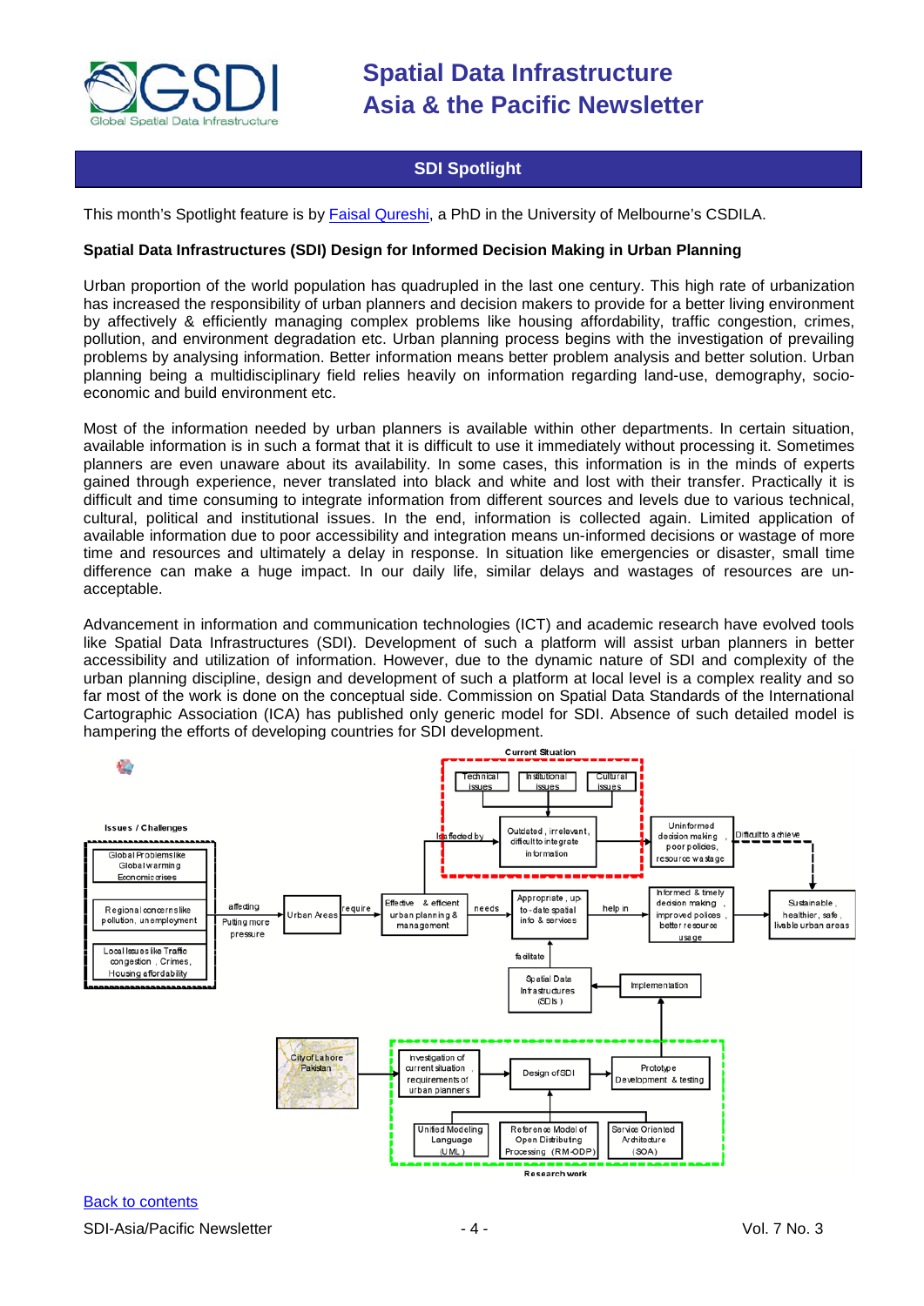## SDI Spotlight

This month's Spotlight feature is by [Faisal Qureshi](), a PhD in the University of Melbourne's CSDILA.

**Spatial Data Infrastructures (SDI) Design for Informed Decision Making in Urban Planning**

Urban proportion of the world population has quadrupled in the last one century. This high rate of urbanization has increased the responsibility of urban planners and decision makers to provide for a better living environment by affectively & efficiently managing complex problems like housing affordability, traffic congestion, crimes, pollution, and environment degradation etc. Urban planning process begins with the investigation of prevailing problems by analysing information. Better information means better problem analysis and better solution. Urban planning being a multidisciplinary field relies heavily on information regarding land-use, demography, socio-economic and build environment etc.

Most of the information needed by urban planners is available within other departments. In certain situation, available information is in such a format that it is difficult to use it immediately without processing it. Sometimes planners are even unaware about its availability. In some cases, this information is in the minds of experts gained through experience, never translated into black and white and lost with their transfer. Practically it is difficult and time consuming to integrate information from different sources and levels due to various technical, cultural, political and institutional issues. In the end, information is collected again. Limited application of available information due to poor accessibility and integration means un-informed decisions or wastage of more time and resources and ultimately a delay in response. In situation like emergencies or disaster, small time difference can make a huge impact. In our daily life, similar delays and wastages of resources are un-acceptable.

Advancement in information and communication technologies (ICT) and academic research have evolved tools like Spatial Data Infrastructures (SDI). Development of such a platform will assist urban planners in better accessibility and utilization of information. However, due to the dynamic nature of SDI and complexity of the urban planning discipline, design and development of such a platform at local level is a complex reality and so far most of the work is done on the conceptual side. Commission on Spatial Data Standards of the International Cartographic Association (ICA) has published only generic model for SDI. Absence of such detailed model is hampering the efforts of developing countries for SDI development.

[Back to contents]()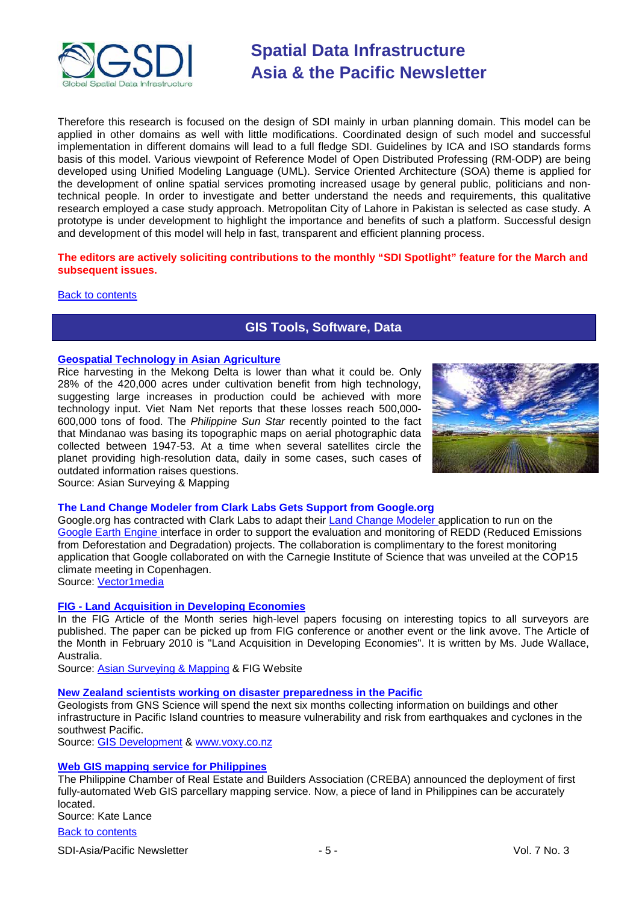Therefore this research is focused on the design of SDI mainly in urban planning domain. This model can be applied in other domains as well with little modifications. Coordinated design of such model and successful implementation in different domains will lead to a full fledge SDI. Guidelines by ICA and ISO standards forms basis of this model. Various viewpoint of Reference Model of Open Distributed Professing (RM-ODP) are being developed using Unified Modeling Language (UML). Service Oriented Architecture (SOA) theme is applied for the development of online spatial services promoting increased usage by general public, politicians and non-technical people. In order to investigate and better understand the needs and requirements, this qualitative research employed a case study approach. Metropolitan City of Lahore in Pakistan is selected as case study. A prototype is under development to highlight the importance and benefits of such a platform. Successful design and development of this model will help in fast, transparent and efficient planning process.

**The editors are actively soliciting contributions to the monthly "SDI Spotlight" feature for the March and subsequent issues.**

Back to contents

## GIS Tools, Software, Data

### Geospatial Technology in Asian Agriculture

Rice harvesting in the Mekong Delta is lower than what it could be. Only 28% of the 420,000 acres under cultivation benefit from high technology, suggesting large increases in production could be achieved with more technology input. Viet Nam Net reports that these losses reach 500,000-600,000 tons of food. The *Philippine Sun Star* recently pointed to the fact that Mindanao was basing its topographic maps on aerial photographic data collected between 1947-53. At a time when several satellites circle the planet providing high-resolution data, daily in some cases, such cases of outdated information raises questions.
Source: Asian Surveying & Mapping

### The Land Change Modeler from Clark Labs Gets Support from Google.org

Google.org has contracted with Clark Labs to adapt their Land Change Modeler application to run on the Google Earth Engine interface in order to support the evaluation and monitoring of REDD (Reduced Emissions from Deforestation and Degradation) projects. The collaboration is complimentary to the forest monitoring application that Google collaborated on with the Carnegie Institute of Science that was unveiled at the COP15 climate meeting in Copenhagen.
Source: Vector1media

### FIG - Land Acquisition in Developing Economies

In the FIG Article of the Month series high-level papers focusing on interesting topics to all surveyors are published. The paper can be picked up from FIG conference or another event or the link avove. The Article of the Month in February 2010 is "Land Acquisition in Developing Economies". It is written by Ms. Jude Wallace, Australia.
Source: Asian Surveying & Mapping & FIG Website

### New Zealand scientists working on disaster preparedness in the Pacific

Geologists from GNS Science will spend the next six months collecting information on buildings and other infrastructure in Pacific Island countries to measure vulnerability and risk from earthquakes and cyclones in the southwest Pacific.
Source: GIS Development & www.voxy.co.nz

### Web GIS mapping service for Philippines

The Philippine Chamber of Real Estate and Builders Association (CREBA) announced the deployment of first fully-automated Web GIS parcellary mapping service. Now, a piece of land in Philippines can be accurately located.
Source: Kate Lance

Back to contents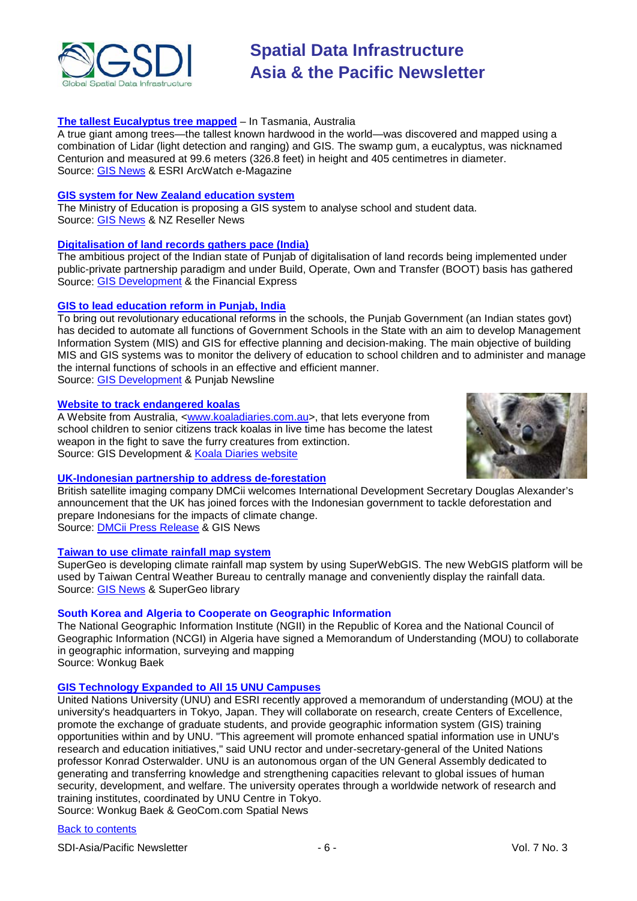**The tallest Eucalyptus tree mapped** – In Tasmania, Australia

A true giant among trees—the tallest known hardwood in the world—was discovered and mapped using a combination of Lidar (light detection and ranging) and GIS. The swamp gum, a eucalyptus, was nicknamed Centurion and measured at 99.6 meters (326.8 feet) in height and 405 centimetres in diameter.
Source: GIS News & ESRI ArcWatch e-Magazine

**GIS system for New Zealand education system**

The Ministry of Education is proposing a GIS system to analyse school and student data.
Source: GIS News & NZ Reseller News

**Digitalisation of land records gathers pace (India)**

The ambitious project of the Indian state of Punjab of digitalisation of land records being implemented under public-private partnership paradigm and under Build, Operate, Own and Transfer (BOOT) basis has gathered
Source: GIS Development & the Financial Express

**GIS to lead education reform in Punjab, India**

To bring out revolutionary educational reforms in the schools, the Punjab Government (an Indian states govt) has decided to automate all functions of Government Schools in the State with an aim to develop Management Information System (MIS) and GIS for effective planning and decision-making. The main objective of building MIS and GIS systems was to monitor the delivery of education to school children and to administer and manage the internal functions of schools in an effective and efficient manner.
Source: GIS Development & Punjab Newsline

**Website to track endangered koalas**

A Website from Australia, <www.koaladiaries.com.au>, that lets everyone from school children to senior citizens track koalas in live time has become the latest weapon in the fight to save the furry creatures from extinction.
Source: GIS Development & Koala Diaries website

**UK-Indonesian partnership to address de-forestation**

British satellite imaging company DMCii welcomes International Development Secretary Douglas Alexander's announcement that the UK has joined forces with the Indonesian government to tackle deforestation and prepare Indonesians for the impacts of climate change.
Source: DMCii Press Release & GIS News

**Taiwan to use climate rainfall map system**

SuperGeo is developing climate rainfall map system by using SuperWebGIS. The new WebGIS platform will be used by Taiwan Central Weather Bureau to centrally manage and conveniently display the rainfall data.
Source: GIS News & SuperGeo library

**South Korea and Algeria to Cooperate on Geographic Information**

The National Geographic Information Institute (NGII) in the Republic of Korea and the National Council of Geographic Information (NCGI) in Algeria have signed a Memorandum of Understanding (MOU) to collaborate in geographic information, surveying and mapping
Source: Wonkug Baek

**GIS Technology Expanded to All 15 UNU Campuses**

United Nations University (UNU) and ESRI recently approved a memorandum of understanding (MOU) at the university's headquarters in Tokyo, Japan. They will collaborate on research, create Centers of Excellence, promote the exchange of graduate students, and provide geographic information system (GIS) training opportunities within and by UNU. "This agreement will promote enhanced spatial information use in UNU's research and education initiatives," said UNU rector and under-secretary-general of the United Nations professor Konrad Osterwalder. UNU is an autonomous organ of the UN General Assembly dedicated to generating and transferring knowledge and strengthening capacities relevant to global issues of human security, development, and welfare. The university operates through a worldwide network of research and training institutes, coordinated by UNU Centre in Tokyo.
Source: Wonkug Baek & GeoCom.com Spatial News

Back to contents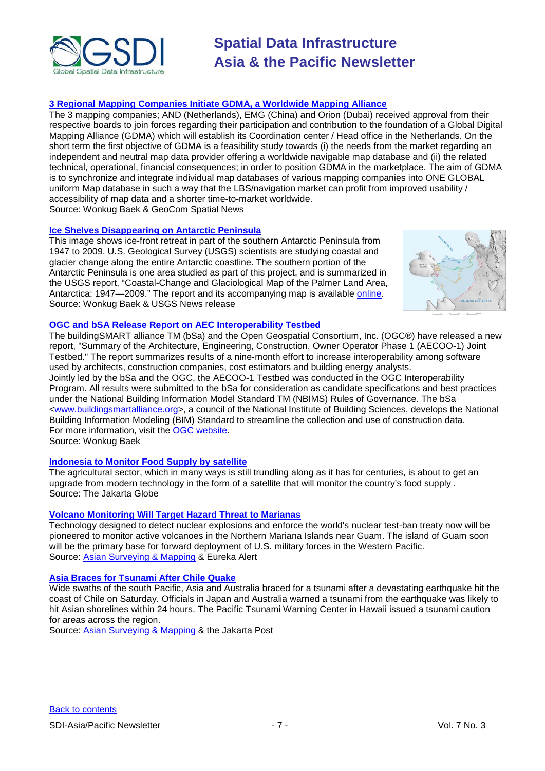### [3 Regional Mapping Companies Initiate GDMA, a Worldwide Mapping Alliance]

The 3 mapping companies; AND (Netherlands), EMG (China) and Orion (Dubai) received approval from their respective boards to join forces regarding their participation and contribution to the foundation of a Global Digital Mapping Alliance (GDMA) which will establish its Coordination center / Head office in the Netherlands. On the short term the first objective of GDMA is a feasibility study towards (i) the needs from the market regarding an independent and neutral map data provider offering a worldwide navigable map database and (ii) the related technical, operational, financial consequences; in order to position GDMA in the marketplace. The aim of GDMA is to synchronize and integrate individual map databases of various mapping companies into ONE GLOBAL uniform Map database in such a way that the LBS/navigation market can profit from improved usability / accessibility of map data and a shorter time-to-market worldwide.
Source: Wonkug Baek & GeoCom Spatial News

### [Ice Shelves Disappearing on Antarctic Peninsula]

This image shows ice-front retreat in part of the southern Antarctic Peninsula from 1947 to 2009. U.S. Geological Survey (USGS) scientists are studying coastal and glacier change along the entire Antarctic coastline. The southern portion of the Antarctic Peninsula is one area studied as part of this project, and is summarized in the USGS report, “Coastal-Change and Glaciological Map of the Palmer Land Area, Antarctica: 1947—2009.” The report and its accompanying map is available online.
Source: Wonkug Baek & USGS News release

### OGC and bSA Release Report on AEC Interoperability Testbed

The buildingSMART alliance TM (bSa) and the Open Geospatial Consortium, Inc. (OGC®) have released a new report, "Summary of the Architecture, Engineering, Construction, Owner Operator Phase 1 (AECOO-1) Joint Testbed." The report summarizes results of a nine-month effort to increase interoperability among software used by architects, construction companies, cost estimators and building energy analysts.
Jointly led by the bSa and the OGC, the AECOO-1 Testbed was conducted in the OGC Interoperability Program. All results were submitted to the bSa for consideration as candidate specifications and best practices under the National Building Information Model Standard TM (NBIMS) Rules of Governance. The bSa <www.buildingsmartalliance.org>, a council of the National Institute of Building Sciences, develops the National Building Information Modeling (BIM) Standard to streamline the collection and use of construction data.
For more information, visit the OGC website.
Source: Wonkug Baek

### [Indonesia to Monitor Food Supply by satellite]

The agricultural sector, which in many ways is still trundling along as it has for centuries, is about to get an upgrade from modern technology in the form of a satellite that will monitor the country's food supply .
Source: The Jakarta Globe

### [Volcano Monitoring Will Target Hazard Threat to Marianas]

Technology designed to detect nuclear explosions and enforce the world's nuclear test-ban treaty now will be pioneered to monitor active volcanoes in the Northern Mariana Islands near Guam. The island of Guam soon will be the primary base for forward deployment of U.S. military forces in the Western Pacific.
Source: Asian Surveying & Mapping & Eureka Alert

### [Asia Braces for Tsunami After Chile Quake]

Wide swaths of the south Pacific, Asia and Australia braced for a tsunami after a devastating earthquake hit the coast of Chile on Saturday. Officials in Japan and Australia warned a tsunami from the earthquake was likely to hit Asian shorelines within 24 hours. The Pacific Tsunami Warning Center in Hawaii issued a tsunami caution for areas across the region.
Source: Asian Surveying & Mapping & the Jakarta Post

Back to contents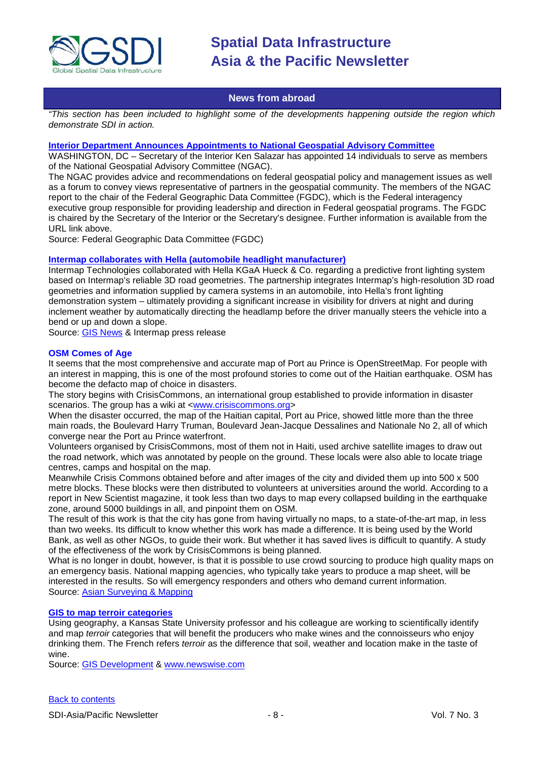## News from abroad

*"This section has been included to highlight some of the developments happening outside the region which demonstrate SDI in action.*

### Interior Department Announces Appointments to National Geospatial Advisory Committee

WASHINGTON, DC – Secretary of the Interior Ken Salazar has appointed 14 individuals to serve as members of the National Geospatial Advisory Committee (NGAC).

The NGAC provides advice and recommendations on federal geospatial policy and management issues as well as a forum to convey views representative of partners in the geospatial community. The members of the NGAC report to the chair of the Federal Geographic Data Committee (FGDC), which is the Federal interagency executive group responsible for providing leadership and direction in Federal geospatial programs. The FGDC is chaired by the Secretary of the Interior or the Secretary's designee. Further information is available from the URL link above.

Source: Federal Geographic Data Committee (FGDC)

### Intermap collaborates with Hella (automobile headlight manufacturer)

Intermap Technologies collaborated with Hella KGaA Hueck & Co. regarding a predictive front lighting system based on Intermap's reliable 3D road geometries. The partnership integrates Intermap's high-resolution 3D road geometries and information supplied by camera systems in an automobile, into Hella's front lighting demonstration system – ultimately providing a significant increase in visibility for drivers at night and during inclement weather by automatically directing the headlamp before the driver manually steers the vehicle into a bend or up and down a slope.

Source: GIS News & Intermap press release

### OSM Comes of Age

It seems that the most comprehensive and accurate map of Port au Prince is OpenStreetMap. For people with an interest in mapping, this is one of the most profound stories to come out of the Haitian earthquake. OSM has become the defacto map of choice in disasters.

The story begins with CrisisCommons, an international group established to provide information in disaster scenarios. The group has a wiki at <www.crisiscommons.org>

When the disaster occurred, the map of the Haitian capital, Port au Price, showed little more than the three main roads, the Boulevard Harry Truman, Boulevard Jean-Jacque Dessalines and Nationale No 2, all of which converge near the Port au Prince waterfront.

Volunteers organised by CrisisCommons, most of them not in Haiti, used archive satellite images to draw out the road network, which was annotated by people on the ground. These locals were also able to locate triage centres, camps and hospital on the map.

Meanwhile Crisis Commons obtained before and after images of the city and divided them up into 500 x 500 metre blocks. These blocks were then distributed to volunteers at universities around the world. According to a report in New Scientist magazine, it took less than two days to map every collapsed building in the earthquake zone, around 5000 buildings in all, and pinpoint them on OSM.

The result of this work is that the city has gone from having virtually no maps, to a state-of-the-art map, in less than two weeks. Its difficult to know whether this work has made a difference. It is being used by the World Bank, as well as other NGOs, to guide their work. But whether it has saved lives is difficult to quantify. A study of the effectiveness of the work by CrisisCommons is being planned.

What is no longer in doubt, however, is that it is possible to use crowd sourcing to produce high quality maps on an emergency basis. National mapping agencies, who typically take years to produce a map sheet, will be interested in the results. So will emergency responders and others who demand current information.

Source: Asian Surveying & Mapping

### GIS to map terroir categories

Using geography, a Kansas State University professor and his colleague are working to scientifically identify and map *terroir* categories that will benefit the producers who make wines and the connoisseurs who enjoy drinking them. The French refers *terroir* as the difference that soil, weather and location make in the taste of wine.

Source: GIS Development & www.newswise.com

Back to contents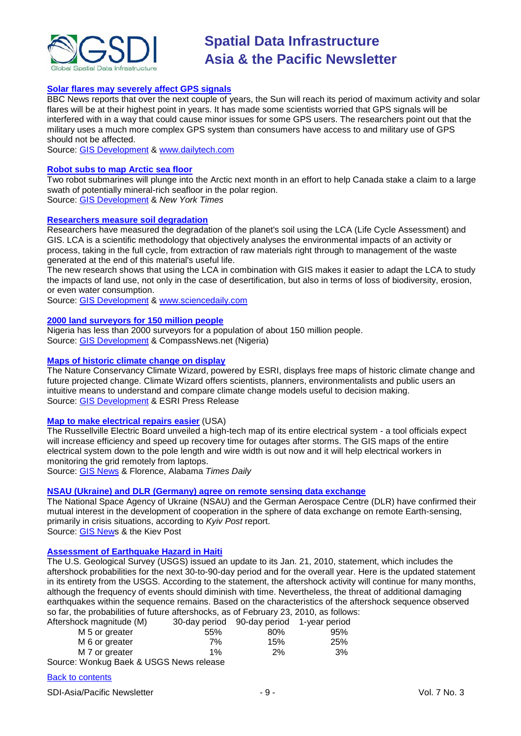### Solar flares may severely affect GPS signals

BBC News reports that over the next couple of years, the Sun will reach its period of maximum activity and solar flares will be at their highest point in years. It has made some scientists worried that GPS signals will be interfered with in a way that could cause minor issues for some GPS users. The researchers point out that the military uses a much more complex GPS system than consumers have access to and military use of GPS should not be affected.

Source: GIS Development & www.dailytech.com

### Robot subs to map Arctic sea floor

Two robot submarines will plunge into the Arctic next month in an effort to help Canada stake a claim to a large swath of potentially mineral-rich seafloor in the polar region.

Source: GIS Development & *New York Times*

### Researchers measure soil degradation

Researchers have measured the degradation of the planet's soil using the LCA (Life Cycle Assessment) and GIS. LCA is a scientific methodology that objectively analyses the environmental impacts of an activity or process, taking in the full cycle, from extraction of raw materials right through to management of the waste generated at the end of this material's useful life.

The new research shows that using the LCA in combination with GIS makes it easier to adapt the LCA to study the impacts of land use, not only in the case of desertification, but also in terms of loss of biodiversity, erosion, or even water consumption.

Source: GIS Development & www.sciencedaily.com

### 2000 land surveyors for 150 million people

Nigeria has less than 2000 surveyors for a population of about 150 million people.

Source: GIS Development & CompassNews.net (Nigeria)

### Maps of historic climate change on display

The Nature Conservancy Climate Wizard, powered by ESRI, displays free maps of historic climate change and future projected change. Climate Wizard offers scientists, planners, environmentalists and public users an intuitive means to understand and compare climate change models useful to decision making.

Source: GIS Development & ESRI Press Release

### Map to make electrical repairs easier (USA)

The Russellville Electric Board unveiled a high-tech map of its entire electrical system - a tool officials expect will increase efficiency and speed up recovery time for outages after storms. The GIS maps of the entire electrical system down to the pole length and wire width is out now and it will help electrical workers in monitoring the grid remotely from laptops.

Source: GIS News & Florence, Alabama *Times Daily*

### NSAU (Ukraine) and DLR (Germany) agree on remote sensing data exchange

The National Space Agency of Ukraine (NSAU) and the German Aerospace Centre (DLR) have confirmed their mutual interest in the development of cooperation in the sphere of data exchange on remote Earth-sensing, primarily in crisis situations, according to *Kyiv Post* report.

Source: GIS News & the Kiev Post

### Assessment of Earthquake Hazard in Haiti

The U.S. Geological Survey (USGS) issued an update to its Jan. 21, 2010, statement, which includes the aftershock probabilities for the next 30-to-90-day period and for the overall year. Here is the updated statement in its entirety from the USGS. According to the statement, the aftershock activity will continue for many months, although the frequency of events should diminish with time. Nevertheless, the threat of additional damaging earthquakes within the sequence remains. Based on the characteristics of the aftershock sequence observed so far, the probabilities of future aftershocks, as of February 23, 2010, as follows:

| Aftershock magnitude (M) | 30-day period | 90-day period | 1-year period |
|---|---|---|---|
| M 5 or greater | 55% | 80% | 95% |
| M 6 or greater | 7% | 15% | 25% |
| M 7 or greater | 1% | 2% | 3% |

Source: Wonkug Baek & USGS News release

Back to contents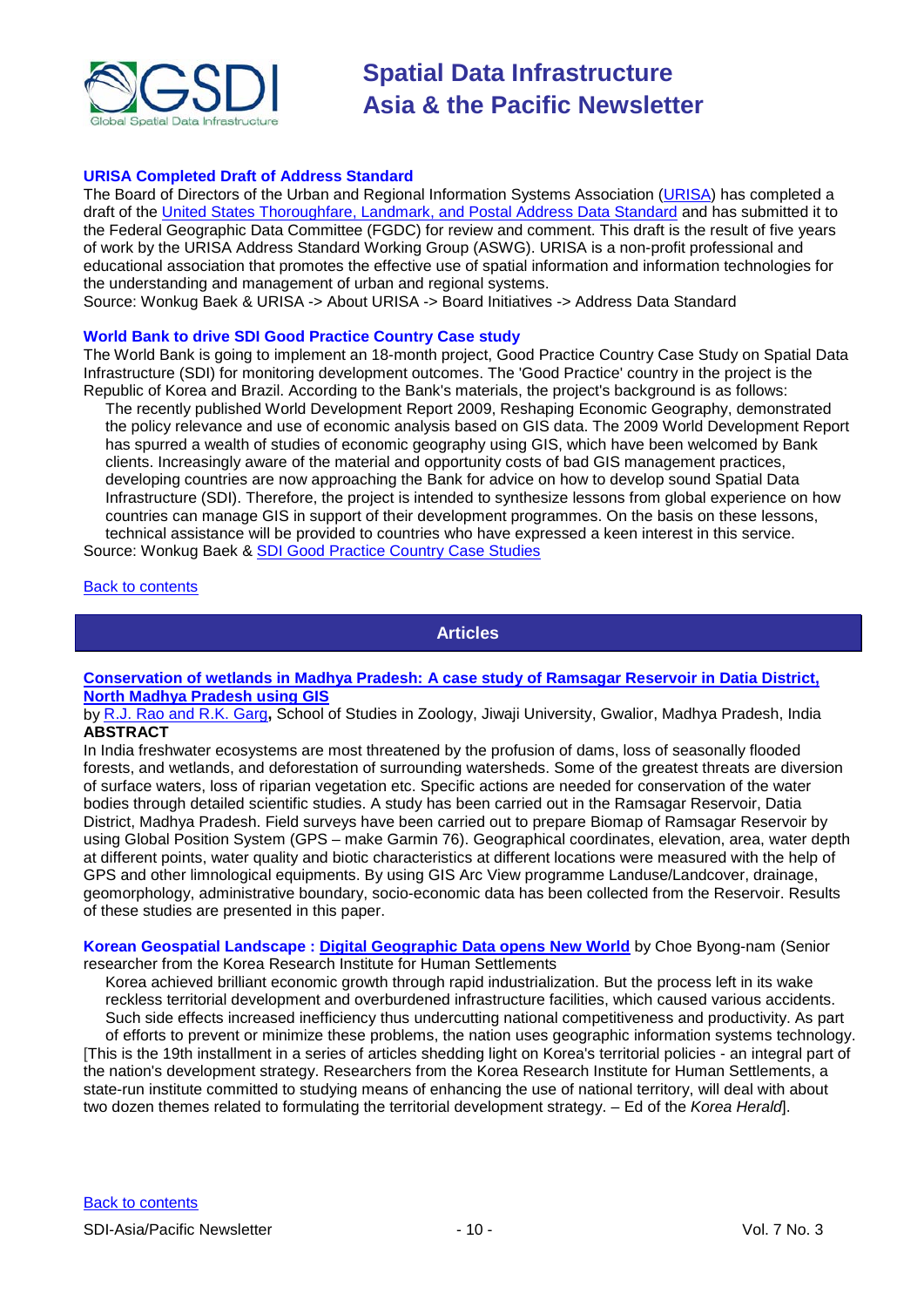### URISA Completed Draft of Address Standard

The Board of Directors of the Urban and Regional Information Systems Association (URISA) has completed a draft of the United States Thoroughfare, Landmark, and Postal Address Data Standard and has submitted it to the Federal Geographic Data Committee (FGDC) for review and comment. This draft is the result of five years of work by the URISA Address Standard Working Group (ASWG). URISA is a non-profit professional and educational association that promotes the effective use of spatial information and information technologies for the understanding and management of urban and regional systems.
Source: Wonkug Baek & URISA -> About URISA -> Board Initiatives -> Address Data Standard

### World Bank to drive SDI Good Practice Country Case study

The World Bank is going to implement an 18-month project, Good Practice Country Case Study on Spatial Data Infrastructure (SDI) for monitoring development outcomes. The 'Good Practice' country in the project is the Republic of Korea and Brazil. According to the Bank's materials, the project's background is as follows:

> The recently published World Development Report 2009, Reshaping Economic Geography, demonstrated the policy relevance and use of economic analysis based on GIS data. The 2009 World Development Report has spurred a wealth of studies of economic geography using GIS, which have been welcomed by Bank clients. Increasingly aware of the material and opportunity costs of bad GIS management practices, developing countries are now approaching the Bank for advice on how to develop sound Spatial Data Infrastructure (SDI). Therefore, the project is intended to synthesize lessons from global experience on how countries can manage GIS in support of their development programmes. On the basis on these lessons, technical assistance will be provided to countries who have expressed a keen interest in this service.

Source: Wonkug Baek & SDI Good Practice Country Case Studies

Back to contents

## Articles

### Conservation of wetlands in Madhya Pradesh: A case study of Ramsagar Reservoir in Datia District, North Madhya Pradesh using GIS

by R.J. Rao and R.K. Garg**,** School of Studies in Zoology, Jiwaji University, Gwalior, Madhya Pradesh, India

**ABSTRACT**

In India freshwater ecosystems are most threatened by the profusion of dams, loss of seasonally flooded forests, and wetlands, and deforestation of surrounding watersheds. Some of the greatest threats are diversion of surface waters, loss of riparian vegetation etc. Specific actions are needed for conservation of the water bodies through detailed scientific studies. A study has been carried out in the Ramsagar Reservoir, Datia District, Madhya Pradesh. Field surveys have been carried out to prepare Biomap of Ramsagar Reservoir by using Global Position System (GPS – make Garmin 76). Geographical coordinates, elevation, area, water depth at different points, water quality and biotic characteristics at different locations were measured with the help of GPS and other limnological equipments. By using GIS Arc View programme Landuse/Landcover, drainage, geomorphology, administrative boundary, socio-economic data has been collected from the Reservoir. Results of these studies are presented in this paper.

**Korean Geospatial Landscape : Digital Geographic Data opens New World** by Choe Byong-nam (Senior researcher from the Korea Research Institute for Human Settlements

> Korea achieved brilliant economic growth through rapid industrialization. But the process left in its wake reckless territorial development and overburdened infrastructure facilities, which caused various accidents. Such side effects increased inefficiency thus undercutting national competitiveness and productivity. As part of efforts to prevent or minimize these problems, the nation uses geographic information systems technology.

[This is the 19th installment in a series of articles shedding light on Korea's territorial policies - an integral part of the nation's development strategy. Researchers from the Korea Research Institute for Human Settlements, a state-run institute committed to studying means of enhancing the use of national territory, will deal with about two dozen themes related to formulating the territorial development strategy. – Ed of the *Korea Herald*].

Back to contents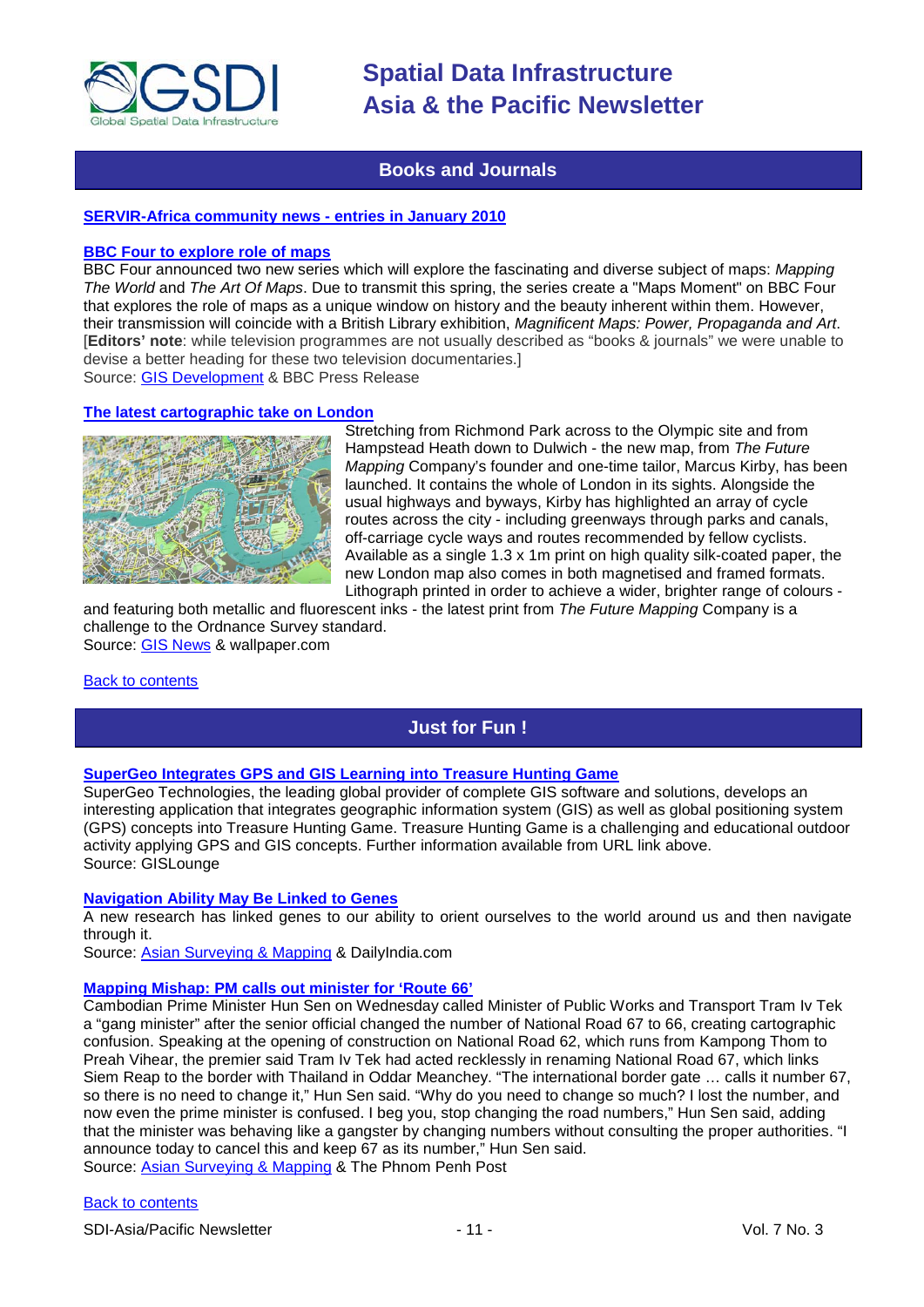## Books and Journals

**SERVIR-Africa community news - entries in January 2010**

**BBC Four to explore role of maps**

BBC Four announced two new series which will explore the fascinating and diverse subject of maps: *Mapping The World* and *The Art Of Maps*. Due to transmit this spring, the series create a "Maps Moment" on BBC Four that explores the role of maps as a unique window on history and the beauty inherent within them. However, their transmission will coincide with a British Library exhibition, *Magnificent Maps: Power, Propaganda and Art*. [**Editors' note**: while television programmes are not usually described as "books & journals" we were unable to devise a better heading for these two television documentaries.]
Source: GIS Development & BBC Press Release

**The latest cartographic take on London**

Stretching from Richmond Park across to the Olympic site and from Hampstead Heath down to Dulwich - the new map, from *The Future Mapping* Company's founder and one-time tailor, Marcus Kirby, has been launched. It contains the whole of London in its sights. Alongside the usual highways and byways, Kirby has highlighted an array of cycle routes across the city - including greenways through parks and canals, off-carriage cycle ways and routes recommended by fellow cyclists. Available as a single 1.3 x 1m print on high quality silk-coated paper, the new London map also comes in both magnetised and framed formats. Lithograph printed in order to achieve a wider, brighter range of colours - and featuring both metallic and fluorescent inks - the latest print from *The Future Mapping* Company is a challenge to the Ordnance Survey standard.
Source: GIS News & wallpaper.com

Back to contents

## Just for Fun !

**SuperGeo Integrates GPS and GIS Learning into Treasure Hunting Game**

SuperGeo Technologies, the leading global provider of complete GIS software and solutions, develops an interesting application that integrates geographic information system (GIS) as well as global positioning system (GPS) concepts into Treasure Hunting Game. Treasure Hunting Game is a challenging and educational outdoor activity applying GPS and GIS concepts. Further information available from URL link above.
Source: GISLounge

**Navigation Ability May Be Linked to Genes**

A new research has linked genes to our ability to orient ourselves to the world around us and then navigate through it.
Source: Asian Surveying & Mapping & DailyIndia.com

**Mapping Mishap: PM calls out minister for 'Route 66'**

Cambodian Prime Minister Hun Sen on Wednesday called Minister of Public Works and Transport Tram Iv Tek a "gang minister" after the senior official changed the number of National Road 67 to 66, creating cartographic confusion. Speaking at the opening of construction on National Road 62, which runs from Kampong Thom to Preah Vihear, the premier said Tram Iv Tek had acted recklessly in renaming National Road 67, which links Siem Reap to the border with Thailand in Oddar Meanchey. "The international border gate … calls it number 67, so there is no need to change it," Hun Sen said. "Why do you need to change so much? I lost the number, and now even the prime minister is confused. I beg you, stop changing the road numbers," Hun Sen said, adding that the minister was behaving like a gangster by changing numbers without consulting the proper authorities. "I announce today to cancel this and keep 67 as its number," Hun Sen said.
Source: Asian Surveying & Mapping & The Phnom Penh Post

Back to contents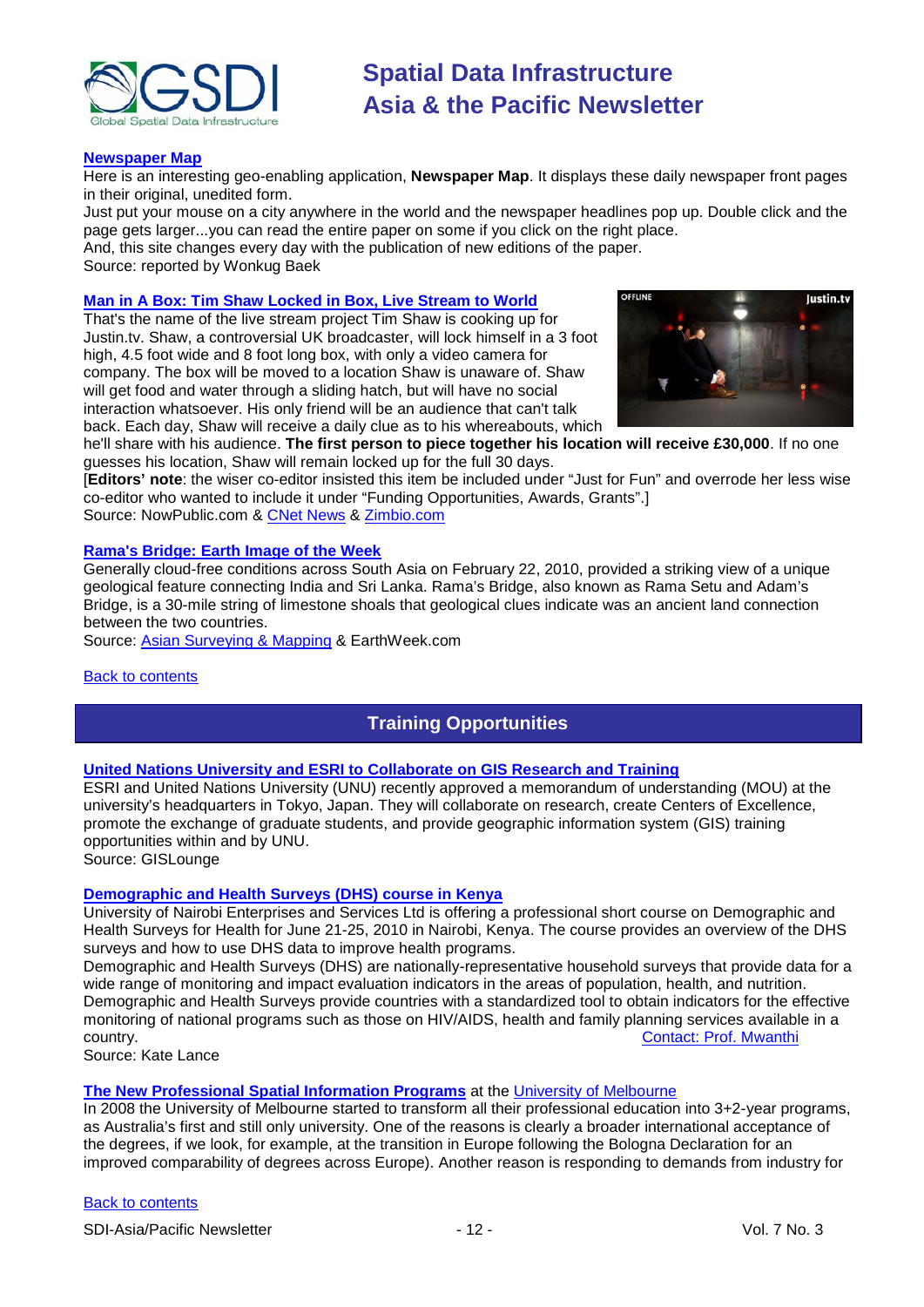### Newspaper Map

Here is an interesting geo-enabling application, **Newspaper Map**. It displays these daily newspaper front pages in their original, unedited form.

Just put your mouse on a city anywhere in the world and the newspaper headlines pop up. Double click and the page gets larger...you can read the entire paper on some if you click on the right place.

And, this site changes every day with the publication of new editions of the paper.

Source: reported by Wonkug Baek

### Man in A Box: Tim Shaw Locked in Box, Live Stream to World

That's the name of the live stream project Tim Shaw is cooking up for Justin.tv. Shaw, a controversial UK broadcaster, will lock himself in a 3 foot high, 4.5 foot wide and 8 foot long box, with only a video camera for company. The box will be moved to a location Shaw is unaware of. Shaw will get food and water through a sliding hatch, but will have no social interaction whatsoever. His only friend will be an audience that can't talk back. Each day, Shaw will receive a daily clue as to his whereabouts, which he'll share with his audience. **The first person to piece together his location will receive £30,000**. If no one guesses his location, Shaw will remain locked up for the full 30 days.

[**Editors' note**: the wiser co-editor insisted this item be included under "Just for Fun" and overrode her less wise co-editor who wanted to include it under "Funding Opportunities, Awards, Grants".]

Source: NowPublic.com & CNet News & Zimbio.com

### Rama's Bridge: Earth Image of the Week

Generally cloud-free conditions across South Asia on February 22, 2010, provided a striking view of a unique geological feature connecting India and Sri Lanka. Rama's Bridge, also known as Rama Setu and Adam's Bridge, is a 30-mile string of limestone shoals that geological clues indicate was an ancient land connection between the two countries.

Source: Asian Surveying & Mapping & EarthWeek.com

Back to contents

## Training Opportunities

### United Nations University and ESRI to Collaborate on GIS Research and Training

ESRI and United Nations University (UNU) recently approved a memorandum of understanding (MOU) at the university's headquarters in Tokyo, Japan. They will collaborate on research, create Centers of Excellence, promote the exchange of graduate students, and provide geographic information system (GIS) training opportunities within and by UNU.

Source: GISLounge

### Demographic and Health Surveys (DHS) course in Kenya

University of Nairobi Enterprises and Services Ltd is offering a professional short course on Demographic and Health Surveys for Health for June 21-25, 2010 in Nairobi, Kenya. The course provides an overview of the DHS surveys and how to use DHS data to improve health programs.

Demographic and Health Surveys (DHS) are nationally-representative household surveys that provide data for a wide range of monitoring and impact evaluation indicators in the areas of population, health, and nutrition. Demographic and Health Surveys provide countries with a standardized tool to obtain indicators for the effective monitoring of national programs such as those on HIV/AIDS, health and family planning services available in a country. Contact: Prof. Mwanthi

Source: Kate Lance

### The New Professional Spatial Information Programs at the University of Melbourne

In 2008 the University of Melbourne started to transform all their professional education into 3+2-year programs, as Australia's first and still only university. One of the reasons is clearly a broader international acceptance of the degrees, if we look, for example, at the transition in Europe following the Bologna Declaration for an improved comparability of degrees across Europe). Another reason is responding to demands from industry for

Back to contents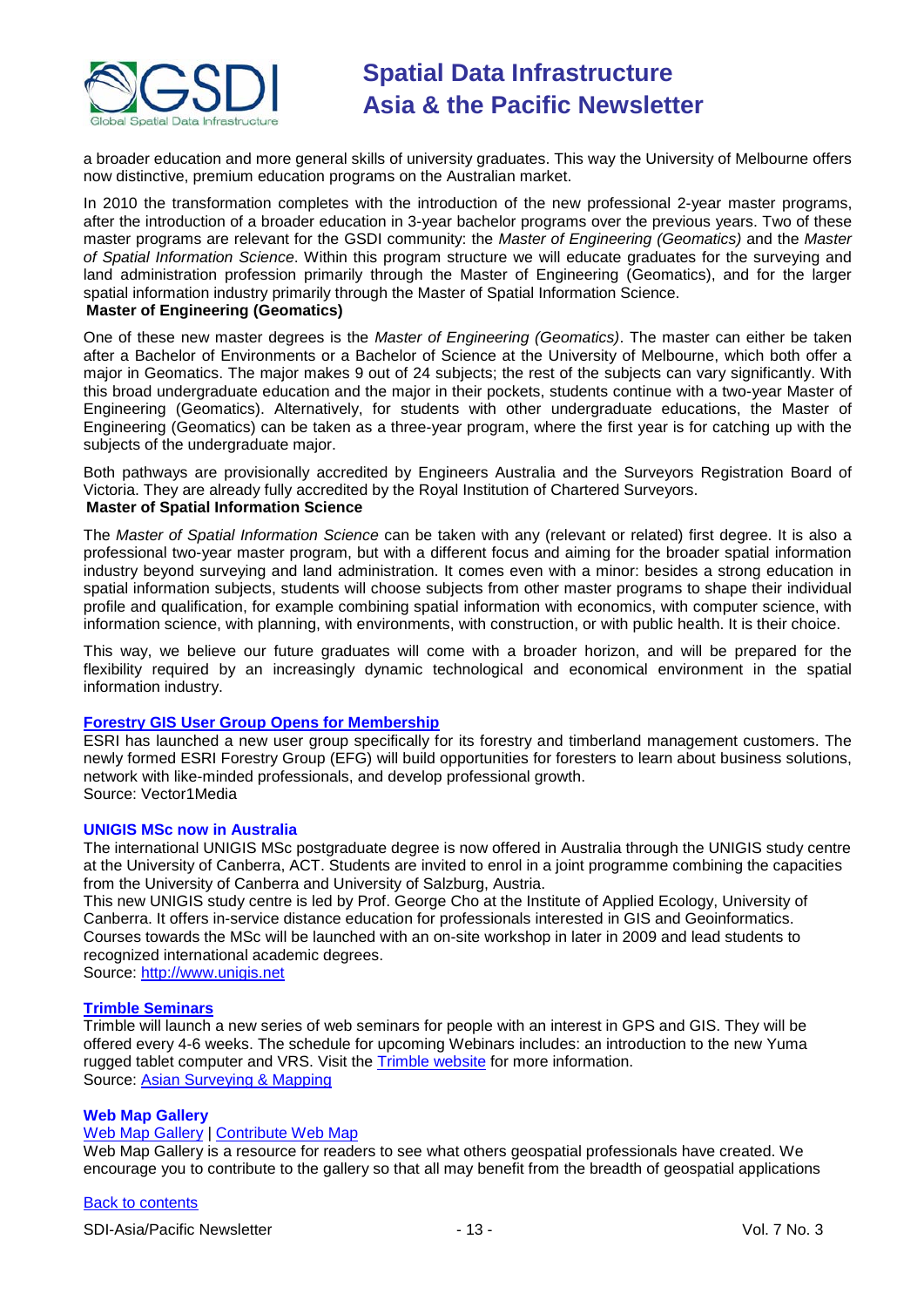a broader education and more general skills of university graduates. This way the University of Melbourne offers now distinctive, premium education programs on the Australian market.

In 2010 the transformation completes with the introduction of the new professional 2-year master programs, after the introduction of a broader education in 3-year bachelor programs over the previous years. Two of these master programs are relevant for the GSDI community: the *Master of Engineering (Geomatics)* and the *Master of Spatial Information Science*. Within this program structure we will educate graduates for the surveying and land administration profession primarily through the Master of Engineering (Geomatics), and for the larger spatial information industry primarily through the Master of Spatial Information Science.

**Master of Engineering (Geomatics)**

One of these new master degrees is the *Master of Engineering (Geomatics)*. The master can either be taken after a Bachelor of Environments or a Bachelor of Science at the University of Melbourne, which both offer a major in Geomatics. The major makes 9 out of 24 subjects; the rest of the subjects can vary significantly. With this broad undergraduate education and the major in their pockets, students continue with a two-year Master of Engineering (Geomatics). Alternatively, for students with other undergraduate educations, the Master of Engineering (Geomatics) can be taken as a three-year program, where the first year is for catching up with the subjects of the undergraduate major.

Both pathways are provisionally accredited by Engineers Australia and the Surveyors Registration Board of Victoria. They are already fully accredited by the Royal Institution of Chartered Surveyors.

**Master of Spatial Information Science**

The *Master of Spatial Information Science* can be taken with any (relevant or related) first degree. It is also a professional two-year master program, but with a different focus and aiming for the broader spatial information industry beyond surveying and land administration. It comes even with a minor: besides a strong education in spatial information subjects, students will choose subjects from other master programs to shape their individual profile and qualification, for example combining spatial information with economics, with computer science, with information science, with planning, with environments, with construction, or with public health. It is their choice.

This way, we believe our future graduates will come with a broader horizon, and will be prepared for the flexibility required by an increasingly dynamic technological and economical environment in the spatial information industry.

### Forestry GIS User Group Opens for Membership

ESRI has launched a new user group specifically for its forestry and timberland management customers. The newly formed ESRI Forestry Group (EFG) will build opportunities for foresters to learn about business solutions, network with like-minded professionals, and develop professional growth.
Source: Vector1Media

### UNIGIS MSc now in Australia

The international UNIGIS MSc postgraduate degree is now offered in Australia through the UNIGIS study centre at the University of Canberra, ACT. Students are invited to enrol in a joint programme combining the capacities from the University of Canberra and University of Salzburg, Austria.
This new UNIGIS study centre is led by Prof. George Cho at the Institute of Applied Ecology, University of Canberra. It offers in-service distance education for professionals interested in GIS and Geoinformatics. Courses towards the MSc will be launched with an on-site workshop in later in 2009 and lead students to recognized international academic degrees.
Source: http://www.unigis.net

### Trimble Seminars

Trimble will launch a new series of web seminars for people with an interest in GPS and GIS. They will be offered every 4-6 weeks. The schedule for upcoming Webinars includes: an introduction to the new Yuma rugged tablet computer and VRS. Visit the Trimble website for more information.
Source: Asian Surveying & Mapping

### Web Map Gallery

Web Map Gallery | Contribute Web Map

Web Map Gallery is a resource for readers to see what others geospatial professionals have created. We encourage you to contribute to the gallery so that all may benefit from the breadth of geospatial applications

Back to contents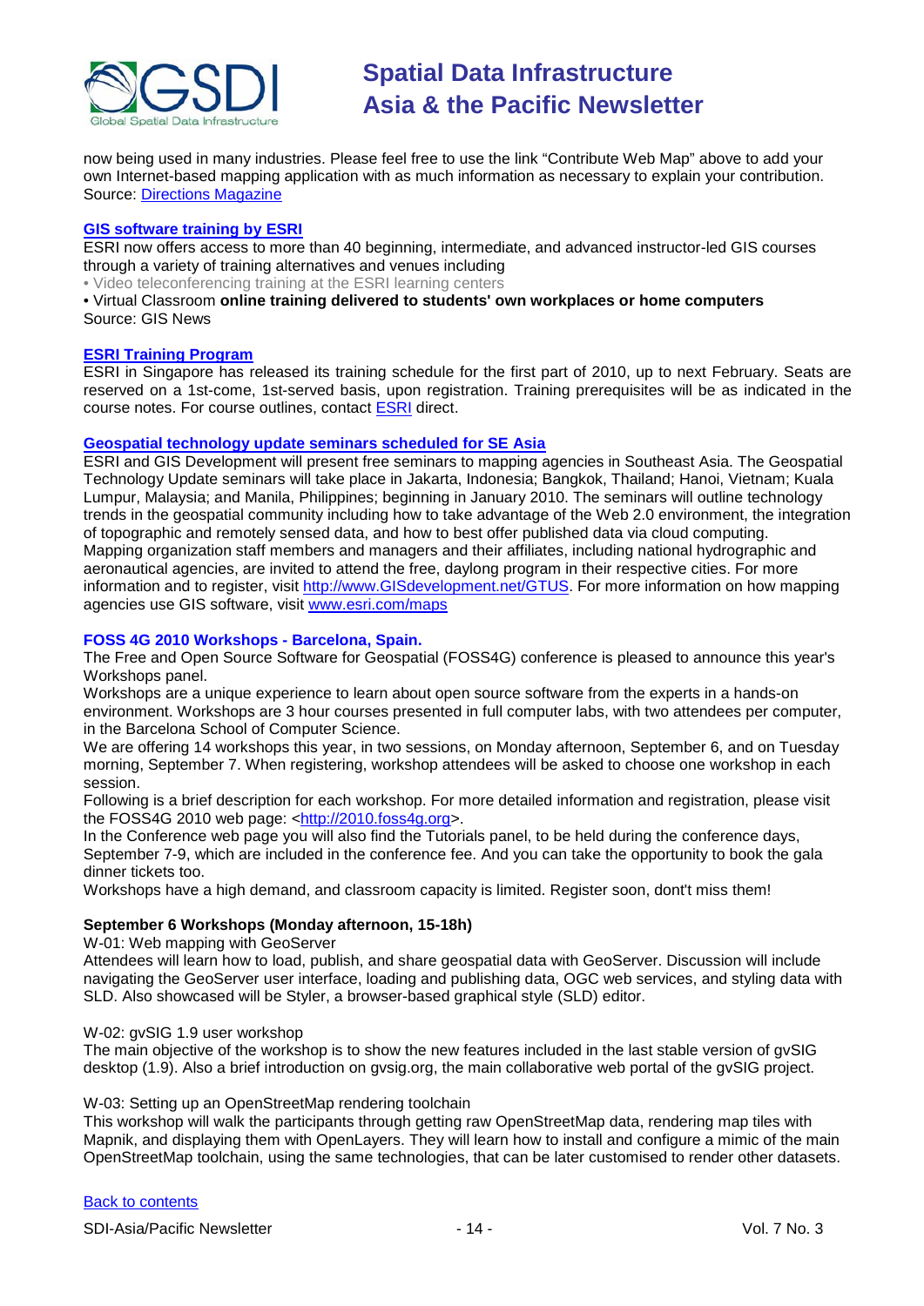now being used in many industries. Please feel free to use the link "Contribute Web Map" above to add your own Internet-based mapping application with as much information as necessary to explain your contribution. Source: [Directions Magazine]

### [GIS software training by ESRI]

ESRI now offers access to more than 40 beginning, intermediate, and advanced instructor-led GIS courses through a variety of training alternatives and venues including

- Video teleconferencing training at the ESRI learning centers
- Virtual Classroom **online training delivered to students' own workplaces or home computers**

Source: GIS News

### [ESRI Training Program]

ESRI in Singapore has released its training schedule for the first part of 2010, up to next February. Seats are reserved on a 1st-come, 1st-served basis, upon registration. Training prerequisites will be as indicated in the course notes. For course outlines, contact [ESRI] direct.

### [Geospatial technology update seminars scheduled for SE Asia]

ESRI and GIS Development will present free seminars to mapping agencies in Southeast Asia. The Geospatial Technology Update seminars will take place in Jakarta, Indonesia; Bangkok, Thailand; Hanoi, Vietnam; Kuala Lumpur, Malaysia; and Manila, Philippines; beginning in January 2010. The seminars will outline technology trends in the geospatial community including how to take advantage of the Web 2.0 environment, the integration of topographic and remotely sensed data, and how to best offer published data via cloud computing.
Mapping organization staff members and managers and their affiliates, including national hydrographic and aeronautical agencies, are invited to attend the free, daylong program in their respective cities. For more information and to register, visit http://www.GISdevelopment.net/GTUS. For more information on how mapping agencies use GIS software, visit www.esri.com/maps

### FOSS 4G 2010 Workshops - Barcelona, Spain.

The Free and Open Source Software for Geospatial (FOSS4G) conference is pleased to announce this year's Workshops panel.
Workshops are a unique experience to learn about open source software from the experts in a hands-on environment. Workshops are 3 hour courses presented in full computer labs, with two attendees per computer, in the Barcelona School of Computer Science.
We are offering 14 workshops this year, in two sessions, on Monday afternoon, September 6, and on Tuesday morning, September 7. When registering, workshop attendees will be asked to choose one workshop in each session.
Following is a brief description for each workshop. For more detailed information and registration, please visit the FOSS4G 2010 web page: <http://2010.foss4g.org>.
In the Conference web page you will also find the Tutorials panel, to be held during the conference days, September 7-9, which are included in the conference fee. And you can take the opportunity to book the gala dinner tickets too.
Workshops have a high demand, and classroom capacity is limited. Register soon, dont't miss them!

**September 6 Workshops (Monday afternoon, 15-18h)**

W-01: Web mapping with GeoServer
Attendees will learn how to load, publish, and share geospatial data with GeoServer. Discussion will include navigating the GeoServer user interface, loading and publishing data, OGC web services, and styling data with SLD. Also showcased will be Styler, a browser-based graphical style (SLD) editor.

W-02: gvSIG 1.9 user workshop
The main objective of the workshop is to show the new features included in the last stable version of gvSIG desktop (1.9). Also a brief introduction on gvsig.org, the main collaborative web portal of the gvSIG project.

W-03: Setting up an OpenStreetMap rendering toolchain
This workshop will walk the participants through getting raw OpenStreetMap data, rendering map tiles with Mapnik, and displaying them with OpenLayers. They will learn how to install and configure a mimic of the main OpenStreetMap toolchain, using the same technologies, that can be later customised to render other datasets.

[Back to contents]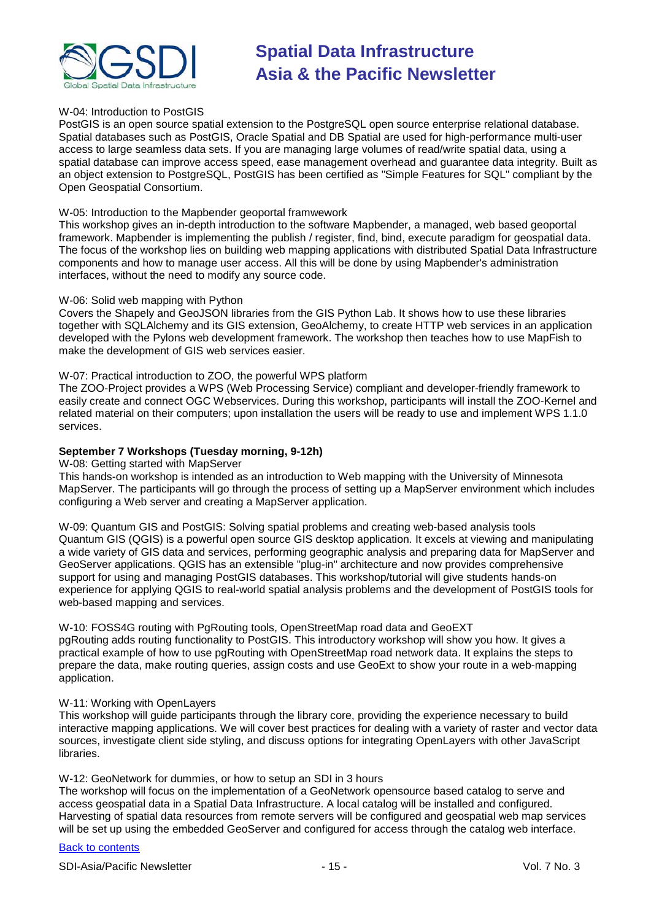W-04: Introduction to PostGIS
PostGIS is an open source spatial extension to the PostgreSQL open source enterprise relational database. Spatial databases such as PostGIS, Oracle Spatial and DB Spatial are used for high-performance multi-user access to large seamless data sets. If you are managing large volumes of read/write spatial data, using a spatial database can improve access speed, ease management overhead and guarantee data integrity. Built as an object extension to PostgreSQL, PostGIS has been certified as "Simple Features for SQL" compliant by the Open Geospatial Consortium.

W-05: Introduction to the Mapbender geoportal framwework
This workshop gives an in-depth introduction to the software Mapbender, a managed, web based geoportal framework. Mapbender is implementing the publish / register, find, bind, execute paradigm for geospatial data. The focus of the workshop lies on building web mapping applications with distributed Spatial Data Infrastructure components and how to manage user access. All this will be done by using Mapbender's administration interfaces, without the need to modify any source code.

W-06: Solid web mapping with Python
Covers the Shapely and GeoJSON libraries from the GIS Python Lab. It shows how to use these libraries together with SQLAlchemy and its GIS extension, GeoAlchemy, to create HTTP web services in an application developed with the Pylons web development framework. The workshop then teaches how to use MapFish to make the development of GIS web services easier.

W-07: Practical introduction to ZOO, the powerful WPS platform
The ZOO-Project provides a WPS (Web Processing Service) compliant and developer-friendly framework to easily create and connect OGC Webservices. During this workshop, participants will install the ZOO-Kernel and related material on their computers; upon installation the users will be ready to use and implement WPS 1.1.0 services.

**September 7 Workshops (Tuesday morning, 9-12h)**
W-08: Getting started with MapServer
This hands-on workshop is intended as an introduction to Web mapping with the University of Minnesota MapServer. The participants will go through the process of setting up a MapServer environment which includes configuring a Web server and creating a MapServer application.

W-09: Quantum GIS and PostGIS: Solving spatial problems and creating web-based analysis tools
Quantum GIS (QGIS) is a powerful open source GIS desktop application. It excels at viewing and manipulating a wide variety of GIS data and services, performing geographic analysis and preparing data for MapServer and GeoServer applications. QGIS has an extensible "plug-in" architecture and now provides comprehensive support for using and managing PostGIS databases. This workshop/tutorial will give students hands-on experience for applying QGIS to real-world spatial analysis problems and the development of PostGIS tools for web-based mapping and services.

W-10: FOSS4G routing with PgRouting tools, OpenStreetMap road data and GeoEXT
pgRouting adds routing functionality to PostGIS. This introductory workshop will show you how. It gives a practical example of how to use pgRouting with OpenStreetMap road network data. It explains the steps to prepare the data, make routing queries, assign costs and use GeoExt to show your route in a web-mapping application.

W-11: Working with OpenLayers
This workshop will guide participants through the library core, providing the experience necessary to build interactive mapping applications. We will cover best practices for dealing with a variety of raster and vector data sources, investigate client side styling, and discuss options for integrating OpenLayers with other JavaScript libraries.

W-12: GeoNetwork for dummies, or how to setup an SDI in 3 hours
The workshop will focus on the implementation of a GeoNetwork opensource based catalog to serve and access geospatial data in a Spatial Data Infrastructure. A local catalog will be installed and configured. Harvesting of spatial data resources from remote servers will be configured and geospatial web map services will be set up using the embedded GeoServer and configured for access through the catalog web interface.

Back to contents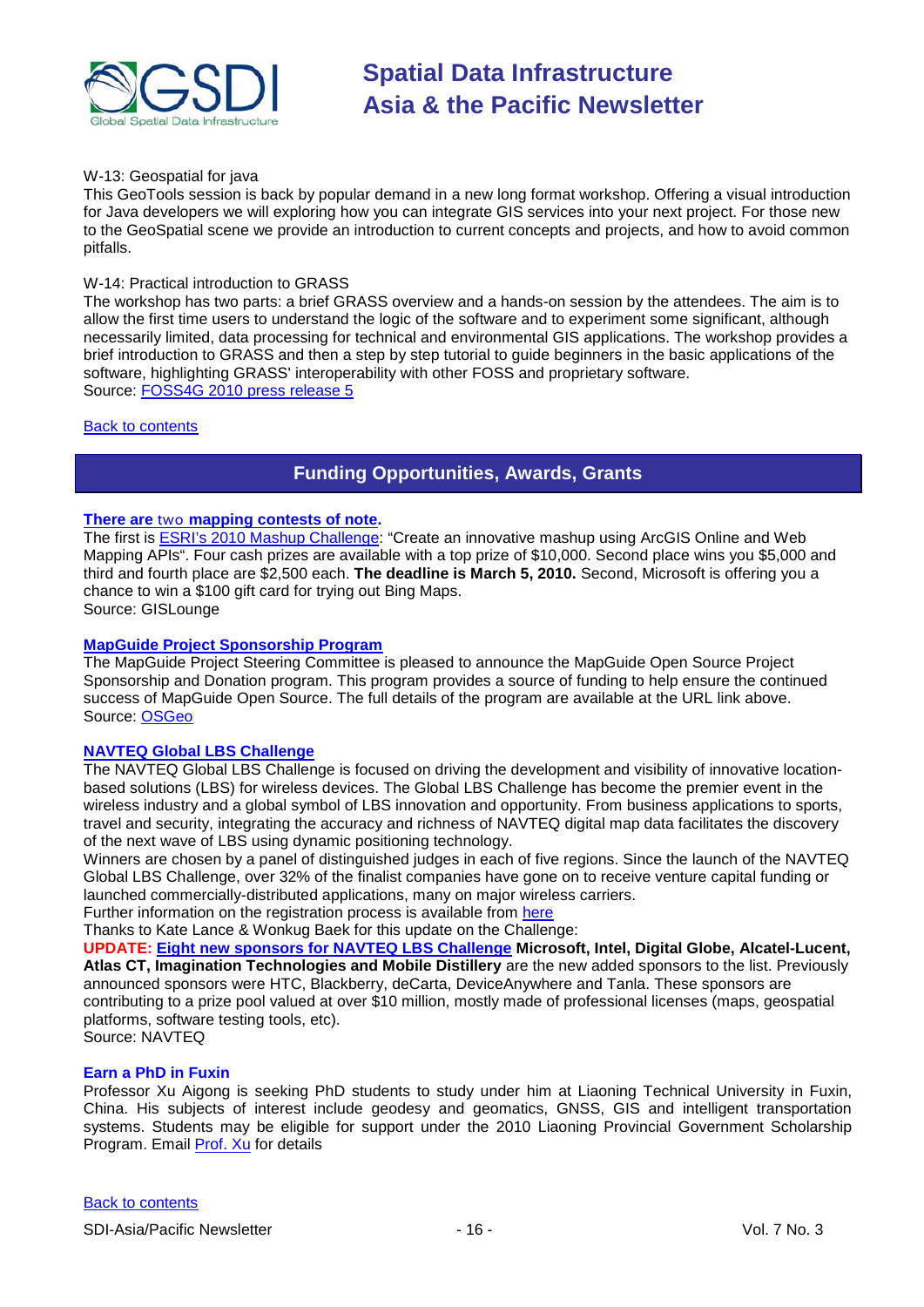W-13: Geospatial for java

This GeoTools session is back by popular demand in a new long format workshop. Offering a visual introduction for Java developers we will exploring how you can integrate GIS services into your next project. For those new to the GeoSpatial scene we provide an introduction to current concepts and projects, and how to avoid common pitfalls.

W-14: Practical introduction to GRASS

The workshop has two parts: a brief GRASS overview and a hands-on session by the attendees. The aim is to allow the first time users to understand the logic of the software and to experiment some significant, although necessarily limited, data processing for technical and environmental GIS applications. The workshop provides a brief introduction to GRASS and then a step by step tutorial to guide beginners in the basic applications of the software, highlighting GRASS' interoperability with other FOSS and proprietary software.
Source: FOSS4G 2010 press release 5

Back to contents

## Funding Opportunities, Awards, Grants

### There are two mapping contests of note.

The first is ESRI's 2010 Mashup Challenge: "Create an innovative mashup using ArcGIS Online and Web Mapping APIs". Four cash prizes are available with a top prize of $10,000. Second place wins you $5,000 and third and fourth place are $2,500 each. **The deadline is March 5, 2010.** Second, Microsoft is offering you a chance to win a $100 gift card for trying out Bing Maps.
Source: GISLounge

### MapGuide Project Sponsorship Program

The MapGuide Project Steering Committee is pleased to announce the MapGuide Open Source Project Sponsorship and Donation program. This program provides a source of funding to help ensure the continued success of MapGuide Open Source. The full details of the program are available at the URL link above.
Source: OSGeo

### NAVTEQ Global LBS Challenge

The NAVTEQ Global LBS Challenge is focused on driving the development and visibility of innovative location-based solutions (LBS) for wireless devices. The Global LBS Challenge has become the premier event in the wireless industry and a global symbol of LBS innovation and opportunity. From business applications to sports, travel and security, integrating the accuracy and richness of NAVTEQ digital map data facilitates the discovery of the next wave of LBS using dynamic positioning technology.

Winners are chosen by a panel of distinguished judges in each of five regions. Since the launch of the NAVTEQ Global LBS Challenge, over 32% of the finalist companies have gone on to receive venture capital funding or launched commercially-distributed applications, many on major wireless carriers.

Further information on the registration process is available from here

Thanks to Kate Lance & Wonkug Baek for this update on the Challenge:

**UPDATE: Eight new sponsors for NAVTEQ LBS Challenge Microsoft, Intel, Digital Globe, Alcatel-Lucent, Atlas CT, Imagination Technologies and Mobile Distillery** are the new added sponsors to the list. Previously announced sponsors were HTC, Blackberry, deCarta, DeviceAnywhere and Tanla. These sponsors are contributing to a prize pool valued at over $10 million, mostly made of professional licenses (maps, geospatial platforms, software testing tools, etc).
Source: NAVTEQ

### Earn a PhD in Fuxin

Professor Xu Aigong is seeking PhD students to study under him at Liaoning Technical University in Fuxin, China. His subjects of interest include geodesy and geomatics, GNSS, GIS and intelligent transportation systems. Students may be eligible for support under the 2010 Liaoning Provincial Government Scholarship Program. Email Prof. Xu for details

Back to contents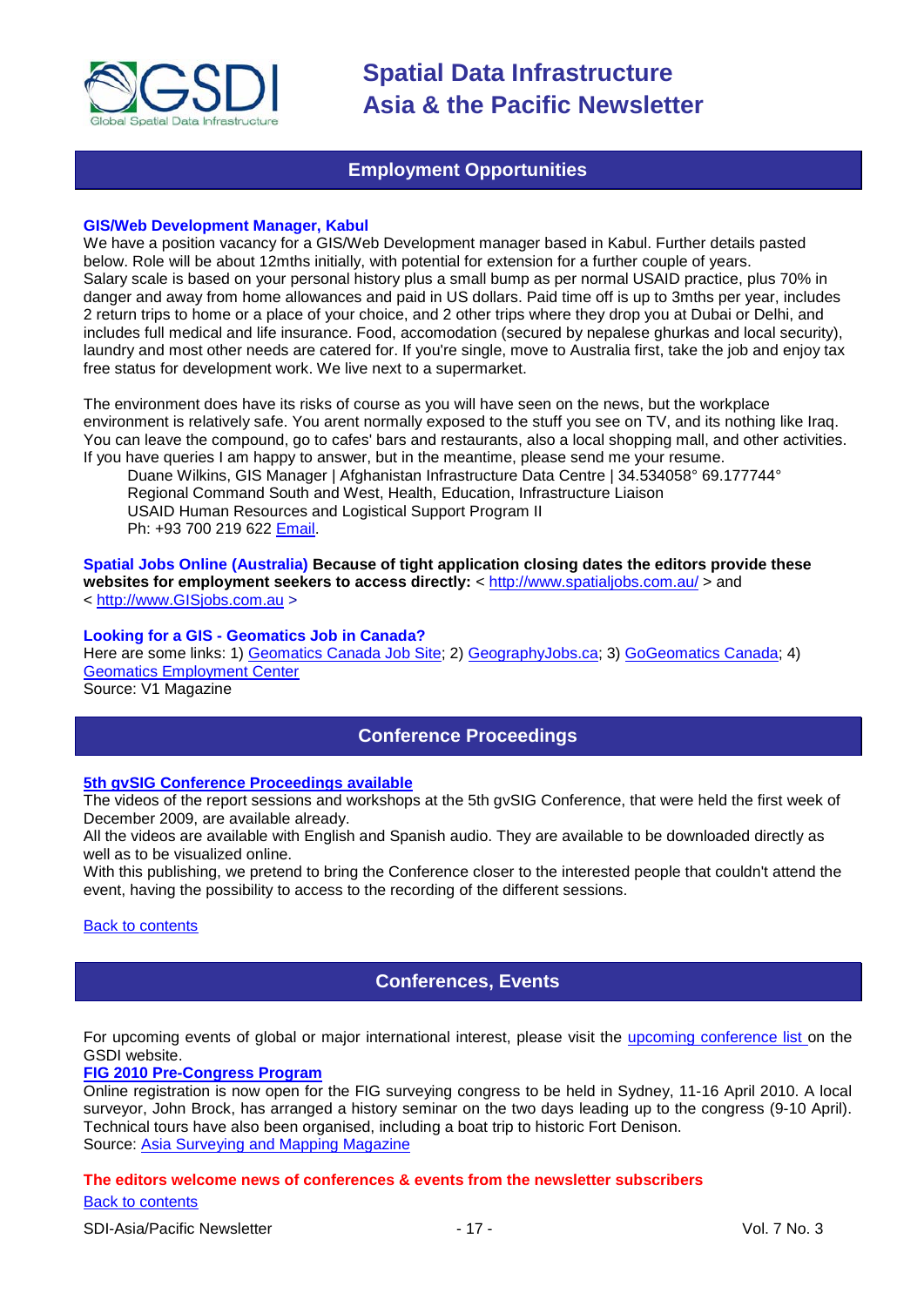## Employment Opportunities

### GIS/Web Development Manager, Kabul

We have a position vacancy for a GIS/Web Development manager based in Kabul. Further details pasted below. Role will be about 12mths initially, with potential for extension for a further couple of years. Salary scale is based on your personal history plus a small bump as per normal USAID practice, plus 70% in danger and away from home allowances and paid in US dollars. Paid time off is up to 3mths per year, includes 2 return trips to home or a place of your choice, and 2 other trips where they drop you at Dubai or Delhi, and includes full medical and life insurance. Food, accomodation (secured by nepalese ghurkas and local security), laundry and most other needs are catered for. If you're single, move to Australia first, take the job and enjoy tax free status for development work. We live next to a supermarket.

The environment does have its risks of course as you will have seen on the news, but the workplace environment is relatively safe. You arent normally exposed to the stuff you see on TV, and its nothing like Iraq. You can leave the compound, go to cafes' bars and restaurants, also a local shopping mall, and other activities. If you have queries I am happy to answer, but in the meantime, please send me your resume.

> Duane Wilkins, GIS Manager | Afghanistan Infrastructure Data Centre | 34.534058° 69.177744°
> Regional Command South and West, Health, Education, Infrastructure Liaison
> USAID Human Resources and Logistical Support Program II
> Ph: +93 700 219 622 Email.

**Spatial Jobs Online (Australia) Because of tight application closing dates the editors provide these websites for employment seekers to access directly:** < http://www.spatialjobs.com.au/ > and < http://www.GISjobs.com.au >

### Looking for a GIS - Geomatics Job in Canada?

Here are some links: 1) Geomatics Canada Job Site; 2) GeographyJobs.ca; 3) GoGeomatics Canada; 4) Geomatics Employment Center

Source: V1 Magazine

## Conference Proceedings

### 5th gvSIG Conference Proceedings available

The videos of the report sessions and workshops at the 5th gvSIG Conference, that were held the first week of December 2009, are available already.

All the videos are available with English and Spanish audio. They are available to be downloaded directly as well as to be visualized online.

With this publishing, we pretend to bring the Conference closer to the interested people that couldn't attend the event, having the possibility to access to the recording of the different sessions.

Back to contents

## Conferences, Events

For upcoming events of global or major international interest, please visit the upcoming conference list on the GSDI website.

### FIG 2010 Pre-Congress Program

Online registration is now open for the FIG surveying congress to be held in Sydney, 11-16 April 2010. A local surveyor, John Brock, has arranged a history seminar on the two days leading up to the congress (9-10 April). Technical tours have also been organised, including a boat trip to historic Fort Denison.

Source: Asia Surveying and Mapping Magazine

**The editors welcome news of conferences & events from the newsletter subscribers**

Back to contents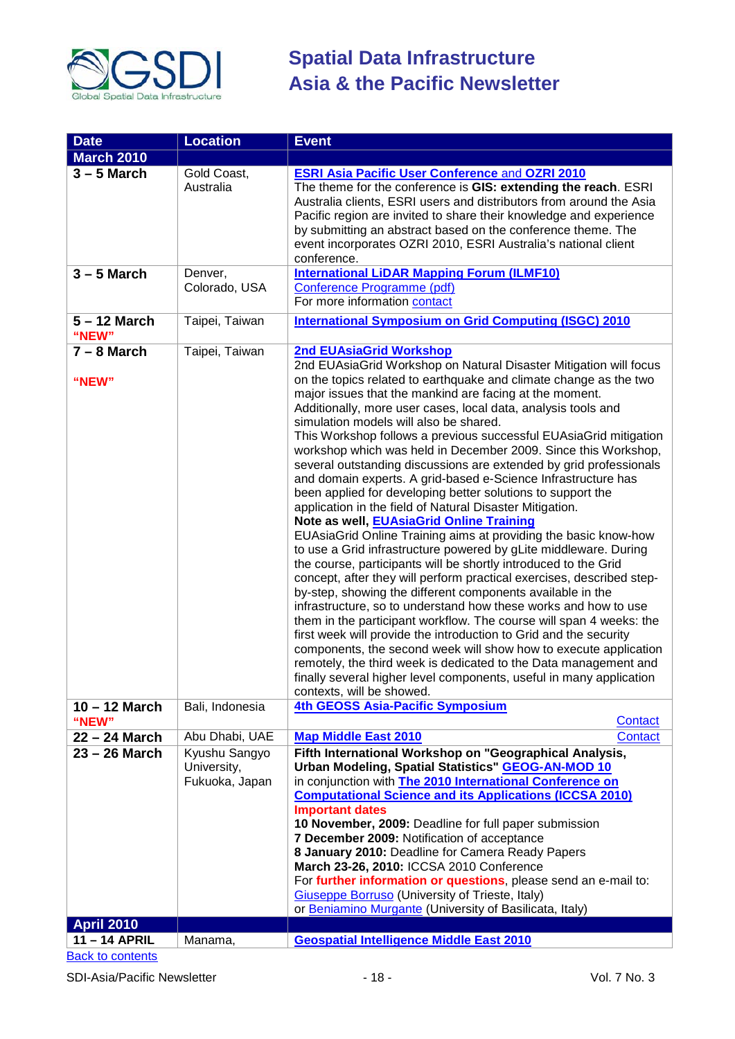| Date | Location | Event |
|---|---|---|
| **March 2010** | | |
| **3 – 5 March** | Gold Coast, Australia | **ESRI Asia Pacific User Conference** and **OZRI 2010**<br>The theme for the conference is **GIS: extending the reach**. ESRI Australia clients, ESRI users and distributors from around the Asia Pacific region are invited to share their knowledge and experience by submitting an abstract based on the conference theme. The event incorporates OZRI 2010, ESRI Australia's national client conference. |
| **3 – 5 March** | Denver, Colorado, USA | **International LiDAR Mapping Forum (ILMF10)**<br>Conference Programme (pdf)<br>For more information contact |
| **5 – 12 March**<br>**"NEW"** | Taipei, Taiwan | **International Symposium on Grid Computing (ISGC) 2010** |
| **7 – 8 March**<br><br>**"NEW"** | Taipei, Taiwan | **2nd EUAsiaGrid Workshop**<br>2nd EUAsiaGrid Workshop on Natural Disaster Mitigation will focus on the topics related to earthquake and climate change as the two major issues that the mankind are facing at the moment. Additionally, more user cases, local data, analysis tools and simulation models will also be shared.<br>This Workshop follows a previous successful EUAsiaGrid mitigation workshop which was held in December 2009. Since this Workshop, several outstanding discussions are extended by grid professionals and domain experts. A grid-based e-Science Infrastructure has been applied for developing better solutions to support the application in the field of Natural Disaster Mitigation.<br>**Note as well, EUAsiaGrid Online Training**<br>EUAsiaGrid Online Training aims at providing the basic know-how to use a Grid infrastructure powered by gLite middleware. During the course, participants will be shortly introduced to the Grid concept, after they will perform practical exercises, described step-by-step, showing the different components available in the infrastructure, so to understand how these works and how to use them in the participant workflow. The course will span 4 weeks: the first week will provide the introduction to Grid and the security components, the second week will show how to execute application remotely, the third week is dedicated to the Data management and finally several higher level components, useful in many application contexts, will be showed. |
| **10 – 12 March**<br>**"NEW"** | Bali, Indonesia | **4th GEOSS Asia-Pacific Symposium**<br>Contact |
| **22 – 24 March** | Abu Dhabi, UAE | **Map Middle East 2010** Contact |
| **23 – 26 March** | Kyushu Sangyo University, Fukuoka, Japan | **Fifth International Workshop on "Geographical Analysis, Urban Modeling, Spatial Statistics" GEOG-AN-MOD 10**<br>in conjunction with **The 2010 International Conference on Computational Science and its Applications (ICCSA 2010)**<br>**Important dates**<br>**10 November, 2009:** Deadline for full paper submission<br>**7 December 2009:** Notification of acceptance<br>**8 January 2010:** Deadline for Camera Ready Papers<br>**March 23-26, 2010:** ICCSA 2010 Conference<br>For **further information or questions**, please send an e-mail to: Giuseppe Borruso (University of Trieste, Italy)<br>or Beniamino Murgante (University of Basilicata, Italy) |
| **April 2010** | | |
| **11 – 14 APRIL** | Manama, | **Geospatial Intelligence Middle East 2010** |

Back to contents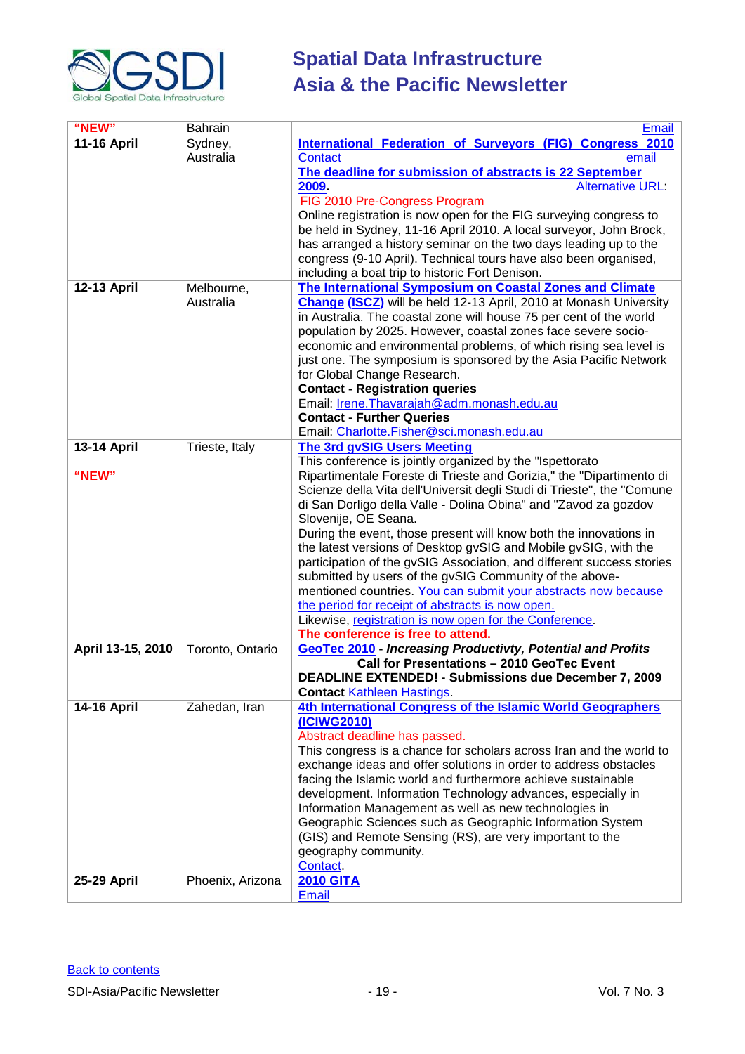| "NEW" | Bahrain | Email |
|---|---|---|
| **11-16 April** | Sydney, Australia | **International Federation of Surveyors (FIG) Congress 2010** Contact email **The deadline for submission of abstracts is 22 September 2009.** Alternative URL: FIG 2010 Pre-Congress Program Online registration is now open for the FIG surveying congress to be held in Sydney, 11-16 April 2010. A local surveyor, John Brock, has arranged a history seminar on the two days leading up to the congress (9-10 April). Technical tours have also been organised, including a boat trip to historic Fort Denison. |
| **12-13 April** | Melbourne, Australia | **The International Symposium on Coastal Zones and Climate Change (ISCZ)** will be held 12-13 April, 2010 at Monash University in Australia. The coastal zone will house 75 per cent of the world population by 2025. However, coastal zones face severe socio-economic and environmental problems, of which rising sea level is just one. The symposium is sponsored by the Asia Pacific Network for Global Change Research. **Contact - Registration queries** Email: Irene.Thavarajah@adm.monash.edu.au **Contact - Further Queries** Email: Charlotte.Fisher@sci.monash.edu.au |
| **13-14 April** **"NEW"** | Trieste, Italy | **The 3rd gvSIG Users Meeting** This conference is jointly organized by the "Ispettorato Ripartimentale Foreste di Trieste and Gorizia," the "Dipartimento di Scienze della Vita dell'Universit degli Studi di Trieste", the "Comune di San Dorligo della Valle - Dolina Obina" and "Zavod za gozdov Slovenije, OE Seana. During the event, those present will know both the innovations in the latest versions of Desktop gvSIG and Mobile gvSIG, with the participation of the gvSIG Association, and different success stories submitted by users of the gvSIG Community of the above-mentioned countries. You can submit your abstracts now because the period for receipt of abstracts is now open. Likewise, registration is now open for the Conference. **The conference is free to attend.** |
| **April 13-15, 2010** | Toronto, Ontario | **GeoTec 2010** - ***Increasing Productivty, Potential and Profits*** **Call for Presentations – 2010 GeoTec Event** **DEADLINE EXTENDED! - Submissions due December 7, 2009** **Contact** Kathleen Hastings. |
| **14-16 April** | Zahedan, Iran | **4th International Congress of the Islamic World Geographers (ICIWG2010)** Abstract deadline has passed. This congress is a chance for scholars across Iran and the world to exchange ideas and offer solutions in order to address obstacles facing the Islamic world and furthermore achieve sustainable development. Information Technology advances, especially in Information Management as well as new technologies in Geographic Sciences such as Geographic Information System (GIS) and Remote Sensing (RS), are very important to the geography community. Contact. |
| **25-29 April** | Phoenix, Arizona | **2010 GITA** Email |

Back to contents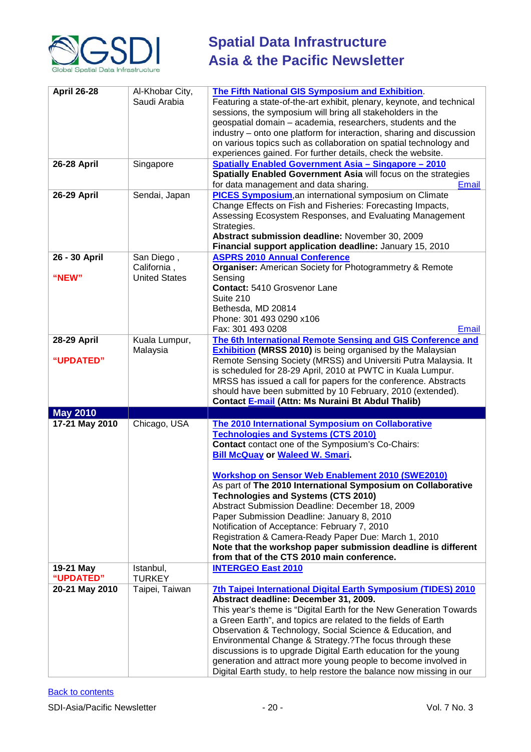| | | |
|---|---|---|
| **April 26-28** | Al-Khobar City, Saudi Arabia | **The Fifth National GIS Symposium and Exhibition**. Featuring a state-of-the-art exhibit, plenary, keynote, and technical sessions, the symposium will bring all stakeholders in the geospatial domain – academia, researchers, students and the industry – onto one platform for interaction, sharing and discussion on various topics such as collaboration on spatial technology and experiences gained. For further details, check the website. |
| **26-28 April** | Singapore | **Spatially Enabled Government Asia – Singapore – 2010** **Spatially Enabled Government Asia** will focus on the strategies for data management and data sharing. Email |
| **26-29 April** | Sendai, Japan | **PICES Symposium**,an international symposium on Climate Change Effects on Fish and Fisheries: Forecasting Impacts, Assessing Ecosystem Responses, and Evaluating Management Strategies. **Abstract submission deadline:** November 30, 2009 **Financial support application deadline:** January 15, 2010 |
| **26 - 30 April** **"NEW"** | San Diego , California , United States | **ASPRS 2010 Annual Conference** **Organiser:** American Society for Photogrammetry & Remote Sensing **Contact:** 5410 Grosvenor Lane Suite 210 Bethesda, MD 20814 Phone: 301 493 0290 x106 Fax: 301 493 0208 Email |
| **28-29 April** **"UPDATED"** | Kuala Lumpur, Malaysia | **The 6th International Remote Sensing and GIS Conference and Exhibition** **(MRSS 2010)** is being organised by the Malaysian Remote Sensing Society (MRSS) and Universiti Putra Malaysia. It is scheduled for 28-29 April, 2010 at PWTC in Kuala Lumpur. MRSS has issued a call for papers for the conference. Abstracts should have been submitted by 10 February, 2010 (extended). **Contact E-mail (Attn: Ms Nuraini Bt Abdul Thalib)** |
| **May 2010** | | |
| **17-21 May 2010** | Chicago, USA | **The 2010 International Symposium on Collaborative Technologies and Systems (CTS 2010)** **Contact** contact one of the Symposium's Co-Chairs: **Bill McQuay or Waleed W. Smari.** <br><br> **Workshop on Sensor Web Enablement 2010 (SWE2010)** As part of **The 2010 International Symposium on Collaborative Technologies and Systems (CTS 2010)** Abstract Submission Deadline: December 18, 2009 Paper Submission Deadline: January 8, 2010 Notification of Acceptance: February 7, 2010 Registration & Camera-Ready Paper Due: March 1, 2010 **Note that the workshop paper submission deadline is different from that of the CTS 2010 main conference.** |
| **19-21 May** **"UPDATED"** | Istanbul, TURKEY | **INTERGEO East 2010** |
| **20-21 May 2010** | Taipei, Taiwan | **7th Taipei International Digital Earth Symposium (TIDES) 2010** **Abstract deadline: December 31, 2009.** This year's theme is "Digital Earth for the New Generation Towards a Green Earth", and topics are related to the fields of Earth Observation & Technology, Social Science & Education, and Environmental Change & Strategy.?The focus through these discussions is to upgrade Digital Earth education for the young generation and attract more young people to become involved in Digital Earth study, to help restore the balance now missing in our |

Back to contents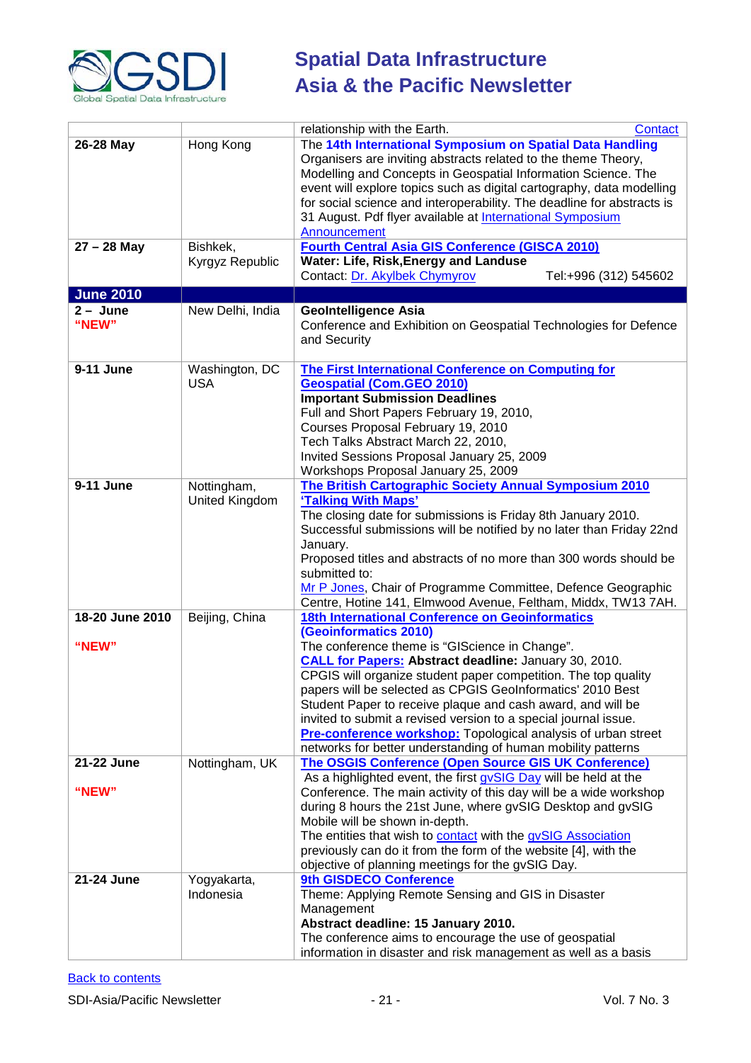| | | |
|---|---|---|
| | | relationship with the Earth. Contact |
| **26-28 May** | Hong Kong | The **14th International Symposium on Spatial Data Handling** Organisers are inviting abstracts related to the theme Theory, Modelling and Concepts in Geospatial Information Science. The event will explore topics such as digital cartography, data modelling for social science and interoperability. The deadline for abstracts is 31 August. Pdf flyer available at International Symposium Announcement |
| **27 – 28 May** | Bishkek, Kyrgyz Republic | **Fourth Central Asia GIS Conference (GISCA 2010)**<br>**Water: Life, Risk,Energy and Landuse**<br>Contact: Dr. Akylbek Chymyrov Tel:+996 (312) 545602 |
| **June 2010** | | |
| **2 – June "NEW"** | New Delhi, India | **GeoIntelligence Asia**<br>Conference and Exhibition on Geospatial Technologies for Defence and Security |
| **9-11 June** | Washington, DC USA | **The First International Conference on Computing for Geospatial (Com.GEO 2010)**<br>**Important Submission Deadlines**<br>Full and Short Papers February 19, 2010,<br>Courses Proposal February 19, 2010<br>Tech Talks Abstract March 22, 2010,<br>Invited Sessions Proposal January 25, 2009<br>Workshops Proposal January 25, 2009 |
| **9-11 June** | Nottingham, United Kingdom | **The British Cartographic Society Annual Symposium 2010 'Talking With Maps'**<br>The closing date for submissions is Friday 8th January 2010. Successful submissions will be notified by no later than Friday 22nd January.<br>Proposed titles and abstracts of no more than 300 words should be submitted to:<br>Mr P Jones, Chair of Programme Committee, Defence Geographic Centre, Hotine 141, Elmwood Avenue, Feltham, Middx, TW13 7AH. |
| **18-20 June 2010 "NEW"** | Beijing, China | **18th International Conference on Geoinformatics (Geoinformatics 2010)**<br>The conference theme is "GIScience in Change".<br>**CALL for Papers: Abstract deadline:** January 30, 2010.<br>CPGIS will organize student paper competition. The top quality papers will be selected as CPGIS GeoInformatics' 2010 Best Student Paper to receive plaque and cash award, and will be invited to submit a revised version to a special journal issue.<br>**Pre-conference workshop:** Topological analysis of urban street networks for better understanding of human mobility patterns |
| **21-22 June "NEW"** | Nottingham, UK | **The OSGIS Conference (Open Source GIS UK Conference)**<br>As a highlighted event, the first gvSIG Day will be held at the Conference. The main activity of this day will be a wide workshop during 8 hours the 21st June, where gvSIG Desktop and gvSIG Mobile will be shown in-depth.<br>The entities that wish to contact with the gvSIG Association previously can do it from the form of the website [4], with the objective of planning meetings for the gvSIG Day. |
| **21-24 June** | Yogyakarta, Indonesia | **9th GISDECO Conference**<br>Theme: Applying Remote Sensing and GIS in Disaster Management<br>**Abstract deadline: 15 January 2010.**<br>The conference aims to encourage the use of geospatial information in disaster and risk management as well as a basis |

Back to contents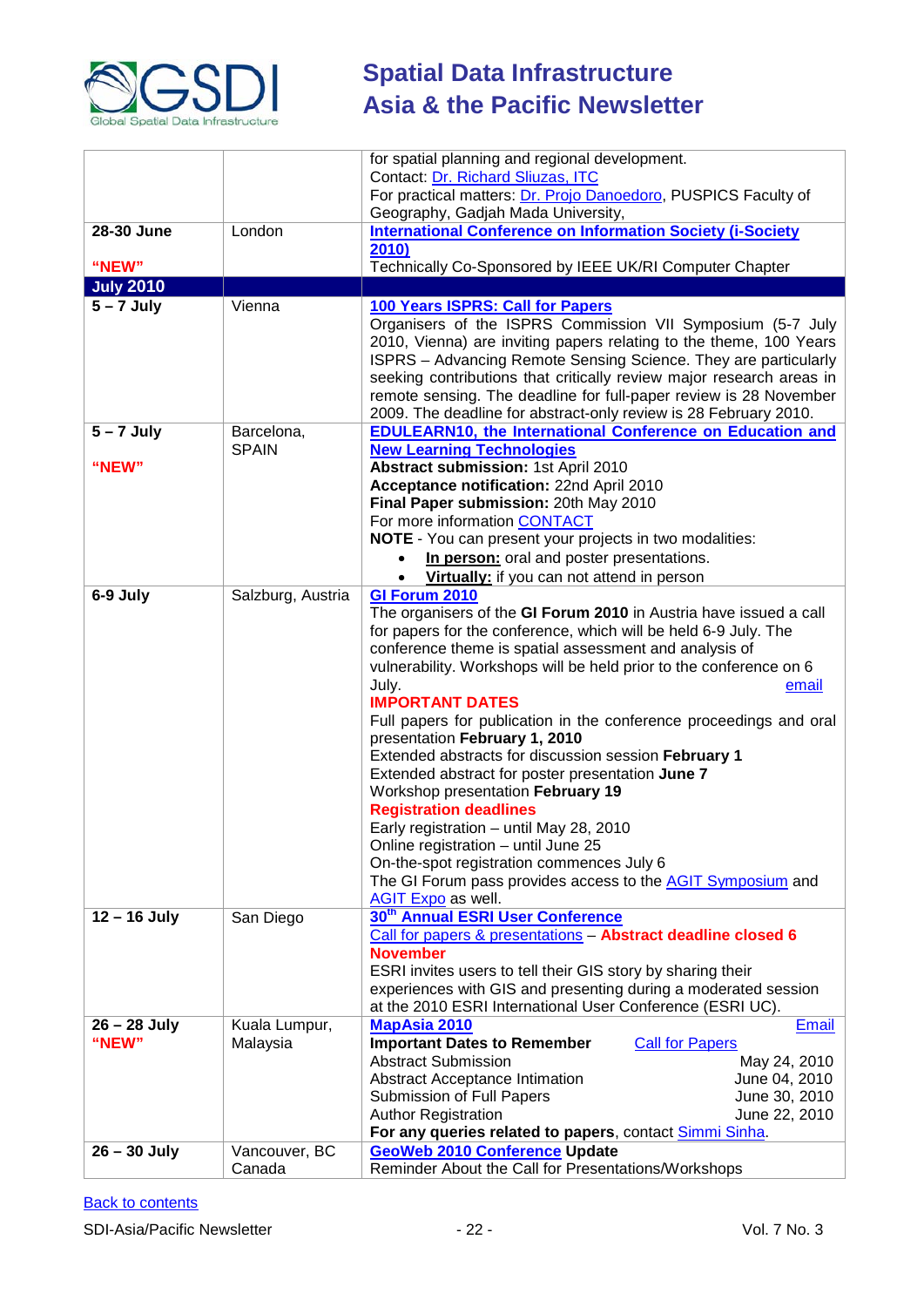| | | |
|---|---|---|
| | | for spatial planning and regional development.<br>Contact: Dr. Richard Sliuzas, ITC<br>For practical matters: Dr. Projo Danoedoro, PUSPICS Faculty of Geography, Gadjah Mada University, |
| **28-30 June**<br><br>**"NEW"** | London | **International Conference on Information Society (i-Society 2010)**<br>Technically Co-Sponsored by IEEE UK/RI Computer Chapter |
| **July 2010** | | |
| **5 – 7 July** | Vienna | **100 Years ISPRS: Call for Papers**<br>Organisers of the ISPRS Commission VII Symposium (5-7 July 2010, Vienna) are inviting papers relating to the theme, 100 Years ISPRS – Advancing Remote Sensing Science. They are particularly seeking contributions that critically review major research areas in remote sensing. The deadline for full-paper review is 28 November 2009. The deadline for abstract-only review is 28 February 2010. |
| **5 – 7 July**<br><br>**"NEW"** | Barcelona, SPAIN | **EDULEARN10, the International Conference on Education and New Learning Technologies**<br>**Abstract submission:** 1st April 2010<br>**Acceptance notification:** 22nd April 2010<br>**Final Paper submission:** 20th May 2010<br>For more information CONTACT<br>**NOTE** - You can present your projects in two modalities:<br>• **In person:** oral and poster presentations.<br>• **Virtually:** if you can not attend in person |
| **6-9 July** | Salzburg, Austria | **GI Forum 2010**<br>The organisers of the **GI Forum 2010** in Austria have issued a call for papers for the conference, which will be held 6-9 July. The conference theme is spatial assessment and analysis of vulnerability. Workshops will be held prior to the conference on 6 July. email<br>**IMPORTANT DATES**<br>Full papers for publication in the conference proceedings and oral presentation **February 1, 2010**<br>Extended abstracts for discussion session **February 1**<br>Extended abstract for poster presentation **June 7**<br>Workshop presentation **February 19**<br>**Registration deadlines**<br>Early registration – until May 28, 2010<br>Online registration – until June 25<br>On-the-spot registration commences July 6<br>The GI Forum pass provides access to the AGIT Symposium and AGIT Expo as well. |
| **12 – 16 July** | San Diego | **30th Annual ESRI User Conference**<br>Call for papers & presentations – **Abstract deadline closed 6 November**<br>ESRI invites users to tell their GIS story by sharing their experiences with GIS and presenting during a moderated session at the 2010 ESRI International User Conference (ESRI UC). |
| **26 – 28 July**<br>**"NEW"** | Kuala Lumpur, Malaysia | **MapAsia 2010** Email<br>**Important Dates to Remember** Call for Papers<br>Abstract Submission May 24, 2010<br>Abstract Acceptance Intimation June 04, 2010<br>Submission of Full Papers June 30, 2010<br>Author Registration June 22, 2010<br>**For any queries related to papers**, contact Simmi Sinha. |
| **26 – 30 July** | Vancouver, BC Canada | **GeoWeb 2010 Conference Update**<br>Reminder About the Call for Presentations/Workshops |

Back to contents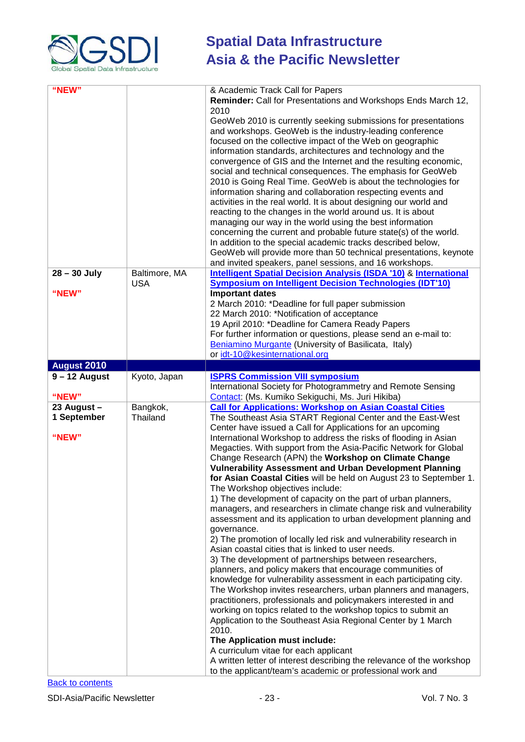| | | |
|---|---|---|
| **"NEW"** | | & Academic Track Call for Papers<br>**Reminder:** Call for Presentations and Workshops Ends March 12, 2010<br>GeoWeb 2010 is currently seeking submissions for presentations and workshops. GeoWeb is the industry-leading conference focused on the collective impact of the Web on geographic information standards, architectures and technology and the convergence of GIS and the Internet and the resulting economic, social and technical consequences. The emphasis for GeoWeb 2010 is Going Real Time. GeoWeb is about the technologies for information sharing and collaboration respecting events and activities in the real world. It is about designing our world and reacting to the changes in the world around us. It is about managing our way in the world using the best information concerning the current and probable future state(s) of the world. In addition to the special academic tracks described below, GeoWeb will provide more than 50 technical presentations, keynote and invited speakers, panel sessions, and 16 workshops. |
| **28 – 30 July**<br><br>**"NEW"** | Baltimore, MA USA | **Intelligent Spatial Decision Analysis (ISDA '10)** & **International Symposium on Intelligent Decision Technologies (IDT'10)**<br>**Important dates**<br>2 March 2010: *Deadline for full paper submission<br>22 March 2010: *Notification of acceptance<br>19 April 2010: *Deadline for Camera Ready Papers<br>For further information or questions, please send an e-mail to: Beniamino Murgante (University of Basilicata, Italy)<br>or idt-10@kesinternational.org |
| **August 2010** | | |
| **9 – 12 August**<br><br>**"NEW"** | Kyoto, Japan | **ISPRS Commission VIII symposium**<br>International Society for Photogrammetry and Remote Sensing<br>Contact: (Ms. Kumiko Sekiguchi, Ms. Juri Hikiba) |
| **23 August – 1 September**<br><br>**"NEW"** | Bangkok, Thailand | **Call for Applications: Workshop on Asian Coastal Cities**<br>The Southeast Asia START Regional Center and the East-West Center have issued a Call for Applications for an upcoming International Workshop to address the risks of flooding in Asian Megacties. With support from the Asia-Pacific Network for Global Change Research (APN) the **Workshop on Climate Change Vulnerability Assessment and Urban Development Planning for Asian Coastal Cities** will be held on August 23 to September 1.<br>The Workshop objectives include:<br>1) The development of capacity on the part of urban planners, managers, and researchers in climate change risk and vulnerability assessment and its application to urban development planning and governance.<br>2) The promotion of locally led risk and vulnerability research in Asian coastal cities that is linked to user needs.<br>3) The development of partnerships between researchers, planners, and policy makers that encourage communities of knowledge for vulnerability assessment in each participating city.<br>The Workshop invites researchers, urban planners and managers, practitioners, professionals and policymakers interested in and working on topics related to the workshop topics to submit an Application to the Southeast Asia Regional Center by 1 March 2010.<br>**The Application must include:**<br>A curriculum vitae for each applicant<br>A written letter of interest describing the relevance of the workshop to the applicant/team's academic or professional work and |

Back to contents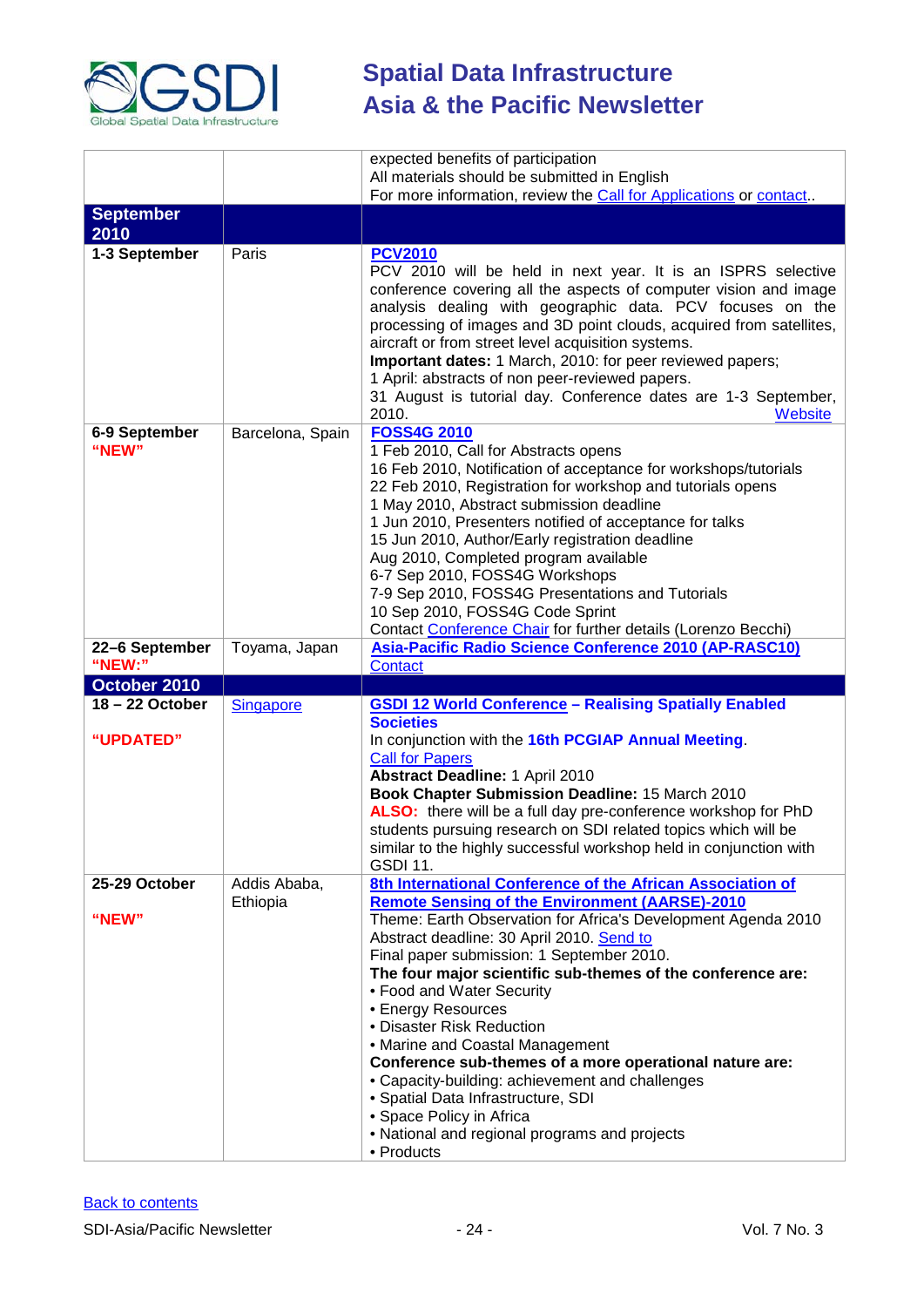| | | |
|---|---|---|
| | | expected benefits of participation<br>All materials should be submitted in English<br>For more information, review the Call for Applications or contact.. |
| **September 2010** | | |
| **1-3 September** | Paris | **PCV2010**<br>PCV 2010 will be held in next year. It is an ISPRS selective conference covering all the aspects of computer vision and image analysis dealing with geographic data. PCV focuses on the processing of images and 3D point clouds, acquired from satellites, aircraft or from street level acquisition systems.<br>**Important dates:** 1 March, 2010: for peer reviewed papers;<br>1 April: abstracts of non peer-reviewed papers.<br>31 August is tutorial day. Conference dates are 1-3 September, 2010. Website |
| **6-9 September**<br>**"NEW"** | Barcelona, Spain | **FOSS4G 2010**<br>1 Feb 2010, Call for Abstracts opens<br>16 Feb 2010, Notification of acceptance for workshops/tutorials<br>22 Feb 2010, Registration for workshop and tutorials opens<br>1 May 2010, Abstract submission deadline<br>1 Jun 2010, Presenters notified of acceptance for talks<br>15 Jun 2010, Author/Early registration deadline<br>Aug 2010, Completed program available<br>6-7 Sep 2010, FOSS4G Workshops<br>7-9 Sep 2010, FOSS4G Presentations and Tutorials<br>10 Sep 2010, FOSS4G Code Sprint<br>Contact Conference Chair for further details (Lorenzo Becchi) |
| **22–6 September**<br>**"NEW:"** | Toyama, Japan | **Asia-Pacific Radio Science Conference 2010 (AP-RASC10)**<br>Contact |
| **October 2010** | | |
| **18 – 22 October**<br><br>**"UPDATED"** | Singapore | **GSDI 12 World Conference – Realising Spatially Enabled Societies**<br>In conjunction with the **16th PCGIAP Annual Meeting**.<br>Call for Papers<br>**Abstract Deadline:** 1 April 2010<br>**Book Chapter Submission Deadline:** 15 March 2010<br>**ALSO:** there will be a full day pre-conference workshop for PhD students pursuing research on SDI related topics which will be similar to the highly successful workshop held in conjunction with GSDI 11. |
| **25-29 October**<br><br>**"NEW"** | Addis Ababa, Ethiopia | **8th International Conference of the African Association of Remote Sensing of the Environment (AARSE)-2010**<br>Theme: Earth Observation for Africa's Development Agenda 2010<br>Abstract deadline: 30 April 2010. Send to<br>Final paper submission: 1 September 2010.<br>**The four major scientific sub-themes of the conference are:**<br>• Food and Water Security<br>• Energy Resources<br>• Disaster Risk Reduction<br>• Marine and Coastal Management<br>**Conference sub-themes of a more operational nature are:**<br>• Capacity-building: achievement and challenges<br>• Spatial Data Infrastructure, SDI<br>• Space Policy in Africa<br>• National and regional programs and projects<br>• Products |

Back to contents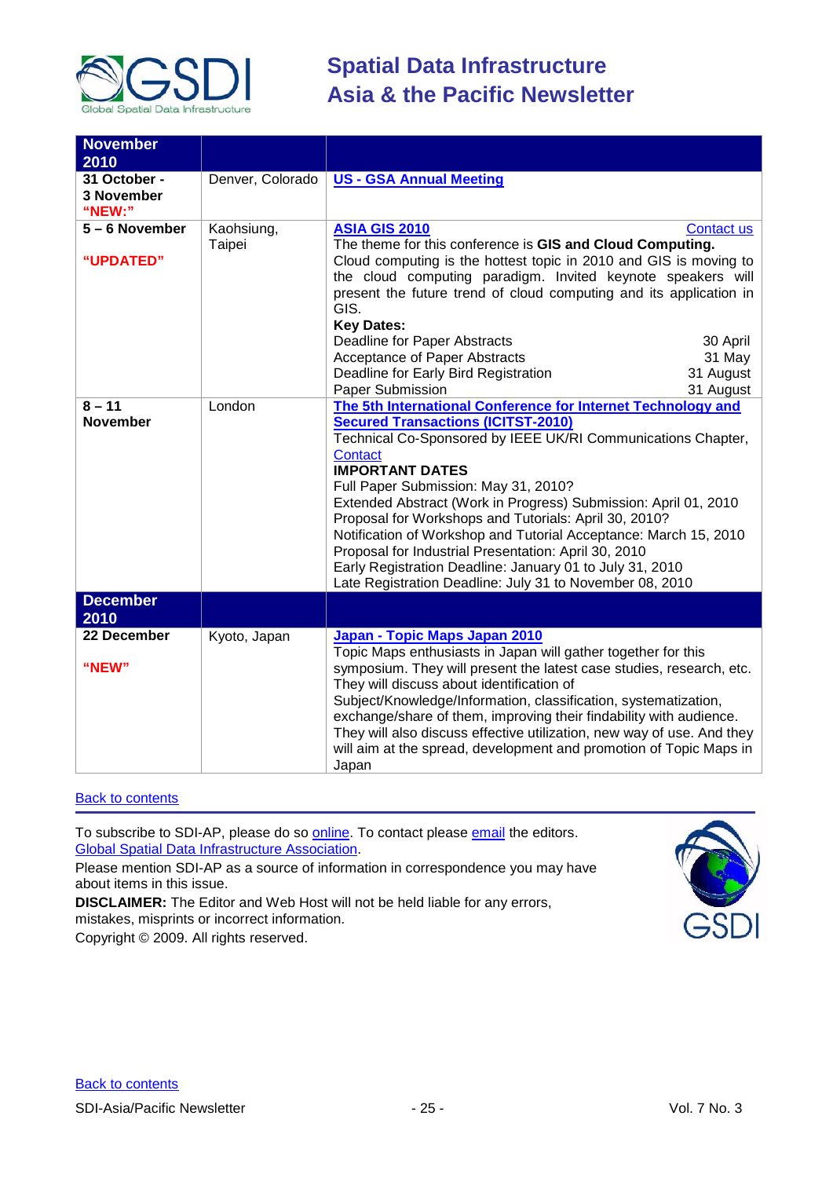| November 2010 | | |
|---|---|---|
| **31 October - 3 November** "NEW:" | Denver, Colorado | **US - GSA Annual Meeting** |
| **5 – 6 November** "UPDATED" | Kaohsiung, Taipei | **ASIA GIS 2010** Contact us<br>The theme for this conference is **GIS and Cloud Computing.** Cloud computing is the hottest topic in 2010 and GIS is moving to the cloud computing paradigm. Invited keynote speakers will present the future trend of cloud computing and its application in GIS.<br>**Key Dates:**<br>Deadline for Paper Abstracts 30 April<br>Acceptance of Paper Abstracts 31 May<br>Deadline for Early Bird Registration 31 August<br>Paper Submission 31 August |
| **8 – 11 November** | London | **The 5th International Conference for Internet Technology and Secured Transactions (ICITST-2010)**<br>Technical Co-Sponsored by IEEE UK/RI Communications Chapter, Contact<br>**IMPORTANT DATES**<br>Full Paper Submission: May 31, 2010?<br>Extended Abstract (Work in Progress) Submission: April 01, 2010<br>Proposal for Workshops and Tutorials: April 30, 2010?<br>Notification of Workshop and Tutorial Acceptance: March 15, 2010<br>Proposal for Industrial Presentation: April 30, 2010<br>Early Registration Deadline: January 01 to July 31, 2010<br>Late Registration Deadline: July 31 to November 08, 2010 |
| **December 2010** | | |
| **22 December** "NEW" | Kyoto, Japan | **Japan - Topic Maps Japan 2010**<br>Topic Maps enthusiasts in Japan will gather together for this symposium. They will present the latest case studies, research, etc. They will discuss about identification of Subject/Knowledge/Information, classification, systematization, exchange/share of them, improving their findability with audience. They will also discuss effective utilization, new way of use. And they will aim at the spread, development and promotion of Topic Maps in Japan |

Back to contents

To subscribe to SDI-AP, please do so online. To contact please email the editors. Global Spatial Data Infrastructure Association.

Please mention SDI-AP as a source of information in correspondence you may have about items in this issue.

**DISCLAIMER:** The Editor and Web Host will not be held liable for any errors, mistakes, misprints or incorrect information.

Copyright © 2009. All rights reserved.

Back to contents